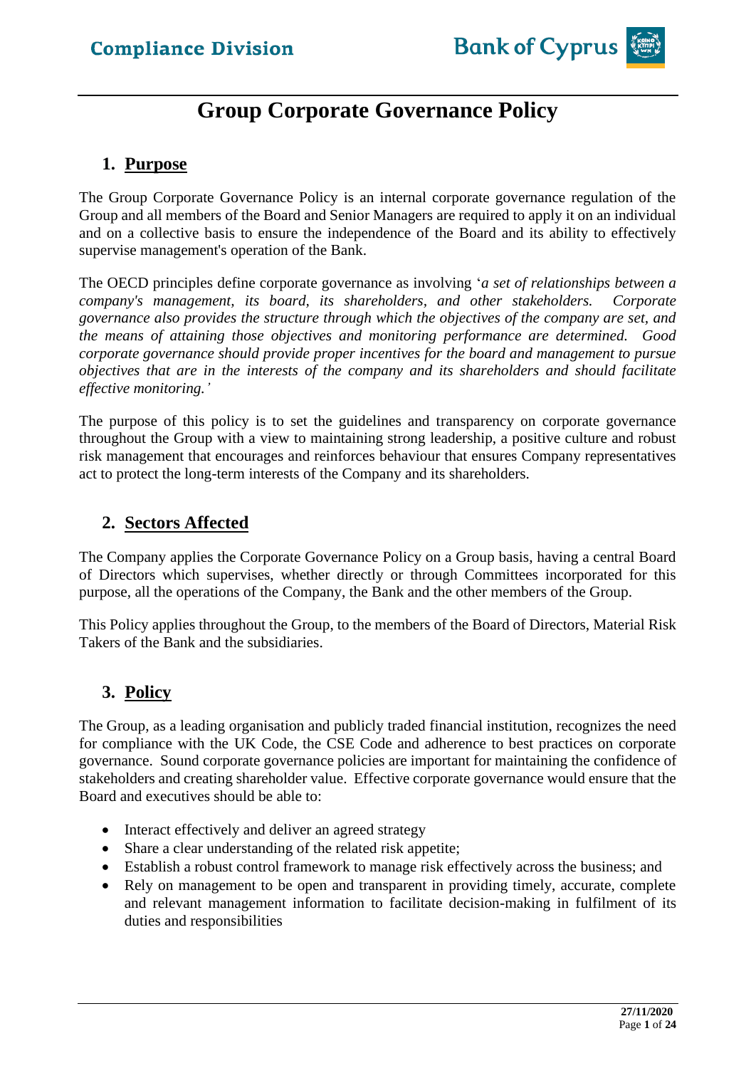# Group Corporate Governance Policy

## 1. Purpose

The Group Corporate Governance Policy is an internal corporate governance regulation of the Group and all members of the Board and Senior Managers are required to apply it on an individual and on a collective basis to ensure the independence of the Board and its ability to effectively supervise management's operation of the Bank.

The OECD principles define corporate governance as involving '*a set of relationships between a company's management, its board, its shareholders, and other stakeholders. Corporate governance also provides the structure through which the objectives of the company are set, and the means of attaining those objectives and monitoring performance are determined. Good corporate governance should provide proper incentives for the board and management to pursue objectives that are in the interests of the company and its shareholders and should facilitate effective monitoring.'*

The purpose of this policy is to set the guidelines and transparency on corporate governance throughout the Group with a view to maintaining strong leadership, a positive culture and robust risk management that encourages and reinforces behaviour that ensures Company representatives act to protect the long-term interests of the Company and its shareholders.

## 2. Sectors Affected

The Company applies the Corporate Governance Policy on a Group basis, having a central Board of Directors which supervises, whether directly or through Committees incorporated for this purpose, all the operations of the Company, the Bank and the other members of the Group.

This Policy applies throughout the Group, to the members of the Board of Directors, Material Risk Takers of the Bank and the subsidiaries.

## 3. Policy

The Group, as a leading organisation and publicly traded financial institution, recognizes the need for compliance with the UK Code, the CSE Code and adherence to best practices on corporate governance. Sound corporate governance policies are important for maintaining the confidence of stakeholders and creating shareholder value. Effective corporate governance would ensure that the Board and executives should be able to:

- Interact effectively and deliver an agreed strategy
- Share a clear understanding of the related risk appetite;
- Establish a robust control framework to manage risk effectively across the business; and
- Rely on management to be open and transparent in providing timely, accurate, complete and relevant management information to facilitate decision-making in fulfilment of its duties and responsibilities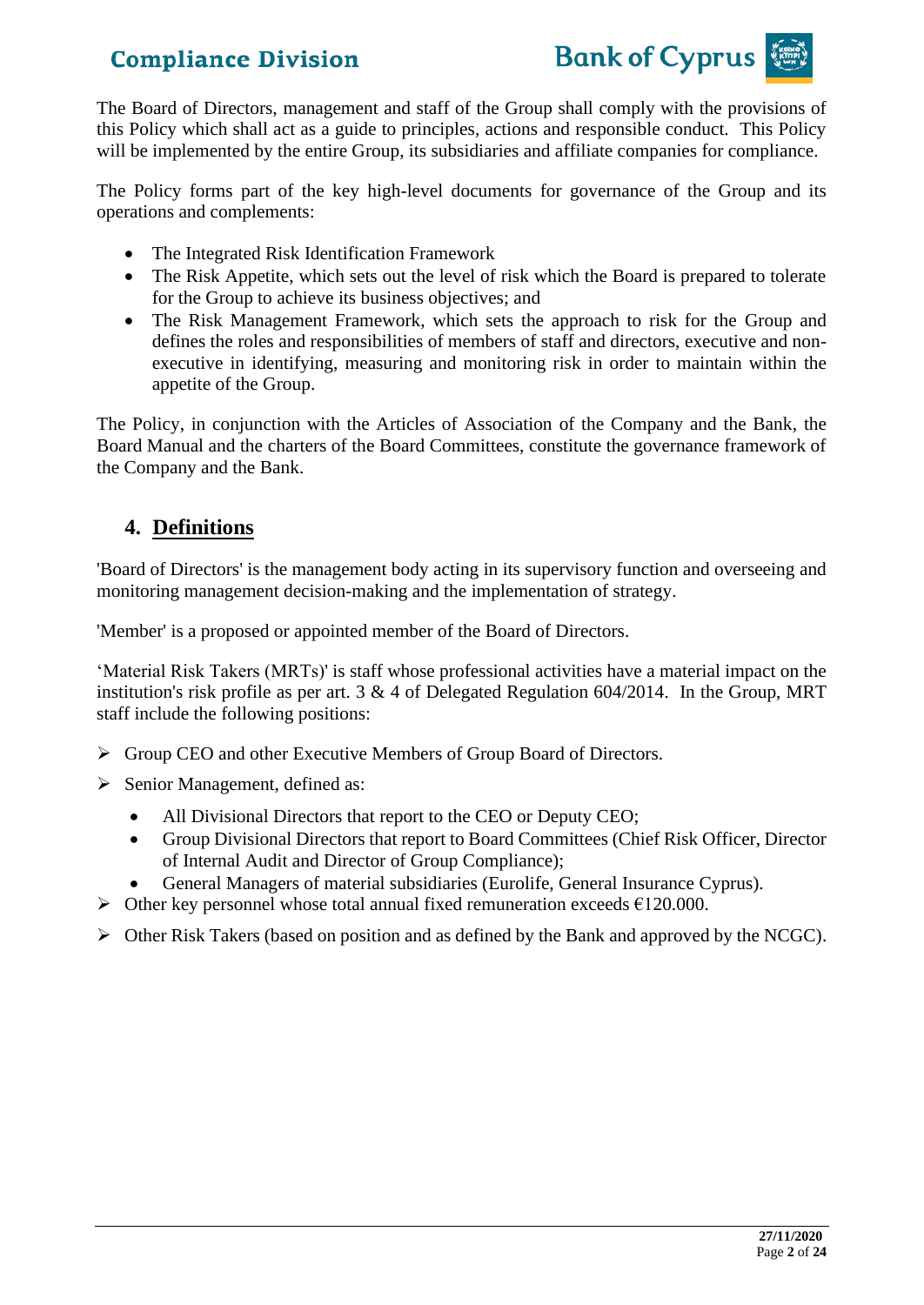The Board of Directors, management and staff of the Group shall comply with the provisions of this Policy which shall act as a guide to principles, actions and responsible conduct. This Policy will be implemented by the entire Group, its subsidiaries and affiliate companies for compliance.

The Policy forms part of the key high-level documents for governance of the Group and its operations and complements:

- The Integrated Risk Identification Framework
- The Risk Appetite, which sets out the level of risk which the Board is prepared to tolerate for the Group to achieve its business objectives; and
- The Risk Management Framework, which sets the approach to risk for the Group and defines the roles and responsibilities of members of staff and directors, executive and non-executive in identifying, measuring and monitoring risk in order to maintain within the appetite of the Group.

The Policy, in conjunction with the Articles of Association of the Company and the Bank, the Board Manual and the charters of the Board Committees, constitute the governance framework of the Company and the Bank.

## 4. Definitions

'Board of Directors' is the management body acting in its supervisory function and overseeing and monitoring management decision-making and the implementation of strategy.

'Member' is a proposed or appointed member of the Board of Directors.

'Material Risk Takers (MRTs)' is staff whose professional activities have a material impact on the institution's risk profile as per art. 3 & 4 of Delegated Regulation 604/2014. In the Group, MRT staff include the following positions:

- Group CEO and other Executive Members of Group Board of Directors.
- Senior Management, defined as:
  - All Divisional Directors that report to the CEO or Deputy CEO;
  - Group Divisional Directors that report to Board Committees (Chief Risk Officer, Director of Internal Audit and Director of Group Compliance);
  - General Managers of material subsidiaries (Eurolife, General Insurance Cyprus).
- Other key personnel whose total annual fixed remuneration exceeds €120.000.
- Other Risk Takers (based on position and as defined by the Bank and approved by the NCGC).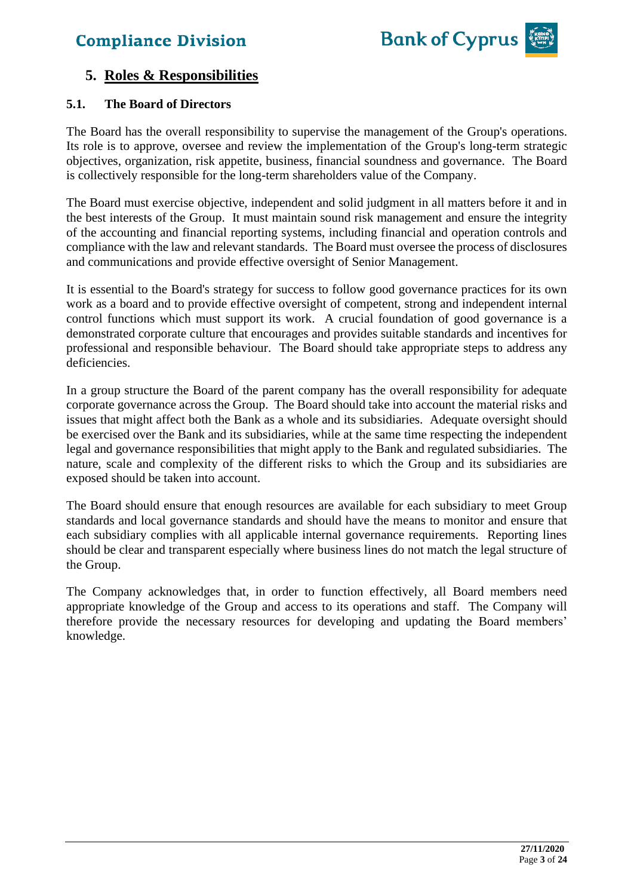## 5. Roles & Responsibilities

### 5.1. The Board of Directors

The Board has the overall responsibility to supervise the management of the Group's operations. Its role is to approve, oversee and review the implementation of the Group's long-term strategic objectives, organization, risk appetite, business, financial soundness and governance. The Board is collectively responsible for the long-term shareholders value of the Company.

The Board must exercise objective, independent and solid judgment in all matters before it and in the best interests of the Group. It must maintain sound risk management and ensure the integrity of the accounting and financial reporting systems, including financial and operation controls and compliance with the law and relevant standards. The Board must oversee the process of disclosures and communications and provide effective oversight of Senior Management.

It is essential to the Board's strategy for success to follow good governance practices for its own work as a board and to provide effective oversight of competent, strong and independent internal control functions which must support its work. A crucial foundation of good governance is a demonstrated corporate culture that encourages and provides suitable standards and incentives for professional and responsible behaviour. The Board should take appropriate steps to address any deficiencies.

In a group structure the Board of the parent company has the overall responsibility for adequate corporate governance across the Group. The Board should take into account the material risks and issues that might affect both the Bank as a whole and its subsidiaries. Adequate oversight should be exercised over the Bank and its subsidiaries, while at the same time respecting the independent legal and governance responsibilities that might apply to the Bank and regulated subsidiaries. The nature, scale and complexity of the different risks to which the Group and its subsidiaries are exposed should be taken into account.

The Board should ensure that enough resources are available for each subsidiary to meet Group standards and local governance standards and should have the means to monitor and ensure that each subsidiary complies with all applicable internal governance requirements. Reporting lines should be clear and transparent especially where business lines do not match the legal structure of the Group.

The Company acknowledges that, in order to function effectively, all Board members need appropriate knowledge of the Group and access to its operations and staff. The Company will therefore provide the necessary resources for developing and updating the Board members' knowledge.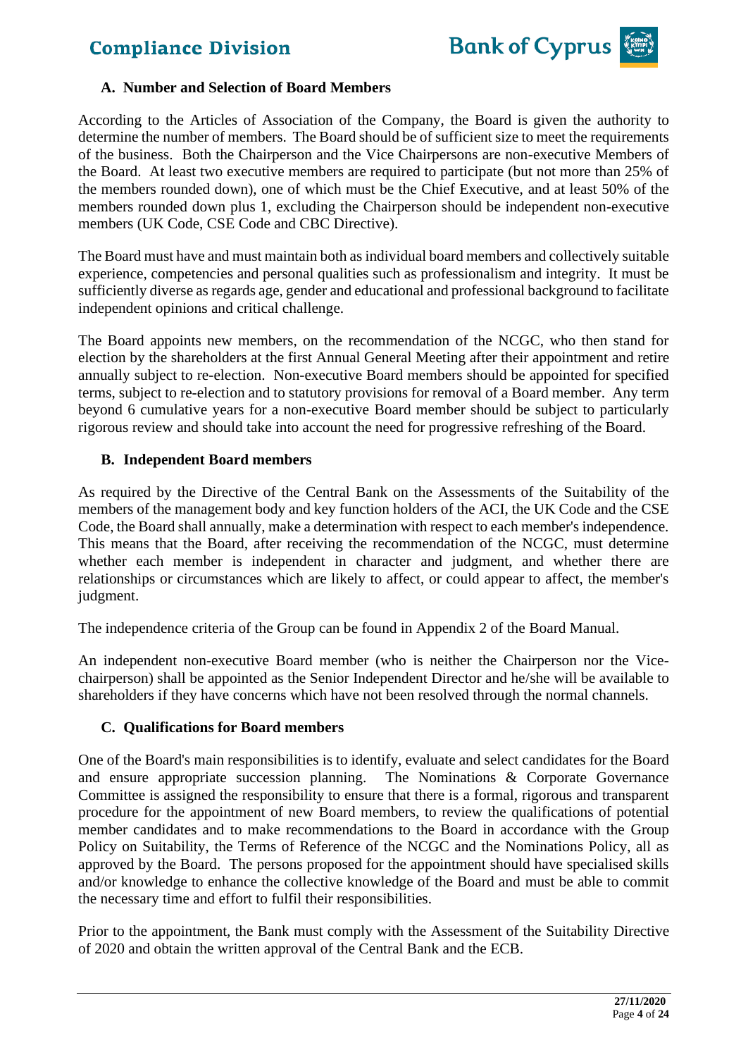## A. Number and Selection of Board Members

According to the Articles of Association of the Company, the Board is given the authority to determine the number of members. The Board should be of sufficient size to meet the requirements of the business. Both the Chairperson and the Vice Chairpersons are non-executive Members of the Board. At least two executive members are required to participate (but not more than 25% of the members rounded down), one of which must be the Chief Executive, and at least 50% of the members rounded down plus 1, excluding the Chairperson should be independent non-executive members (UK Code, CSE Code and CBC Directive).

The Board must have and must maintain both as individual board members and collectively suitable experience, competencies and personal qualities such as professionalism and integrity. It must be sufficiently diverse as regards age, gender and educational and professional background to facilitate independent opinions and critical challenge.

The Board appoints new members, on the recommendation of the NCGC, who then stand for election by the shareholders at the first Annual General Meeting after their appointment and retire annually subject to re-election. Non-executive Board members should be appointed for specified terms, subject to re-election and to statutory provisions for removal of a Board member. Any term beyond 6 cumulative years for a non-executive Board member should be subject to particularly rigorous review and should take into account the need for progressive refreshing of the Board.

## B. Independent Board members

As required by the Directive of the Central Bank on the Assessments of the Suitability of the members of the management body and key function holders of the ACI, the UK Code and the CSE Code, the Board shall annually, make a determination with respect to each member's independence. This means that the Board, after receiving the recommendation of the NCGC, must determine whether each member is independent in character and judgment, and whether there are relationships or circumstances which are likely to affect, or could appear to affect, the member's judgment.

The independence criteria of the Group can be found in Appendix 2 of the Board Manual.

An independent non-executive Board member (who is neither the Chairperson nor the Vice-chairperson) shall be appointed as the Senior Independent Director and he/she will be available to shareholders if they have concerns which have not been resolved through the normal channels.

## C. Qualifications for Board members

One of the Board's main responsibilities is to identify, evaluate and select candidates for the Board and ensure appropriate succession planning. The Nominations & Corporate Governance Committee is assigned the responsibility to ensure that there is a formal, rigorous and transparent procedure for the appointment of new Board members, to review the qualifications of potential member candidates and to make recommendations to the Board in accordance with the Group Policy on Suitability, the Terms of Reference of the NCGC and the Nominations Policy, all as approved by the Board. The persons proposed for the appointment should have specialised skills and/or knowledge to enhance the collective knowledge of the Board and must be able to commit the necessary time and effort to fulfil their responsibilities.

Prior to the appointment, the Bank must comply with the Assessment of the Suitability Directive of 2020 and obtain the written approval of the Central Bank and the ECB.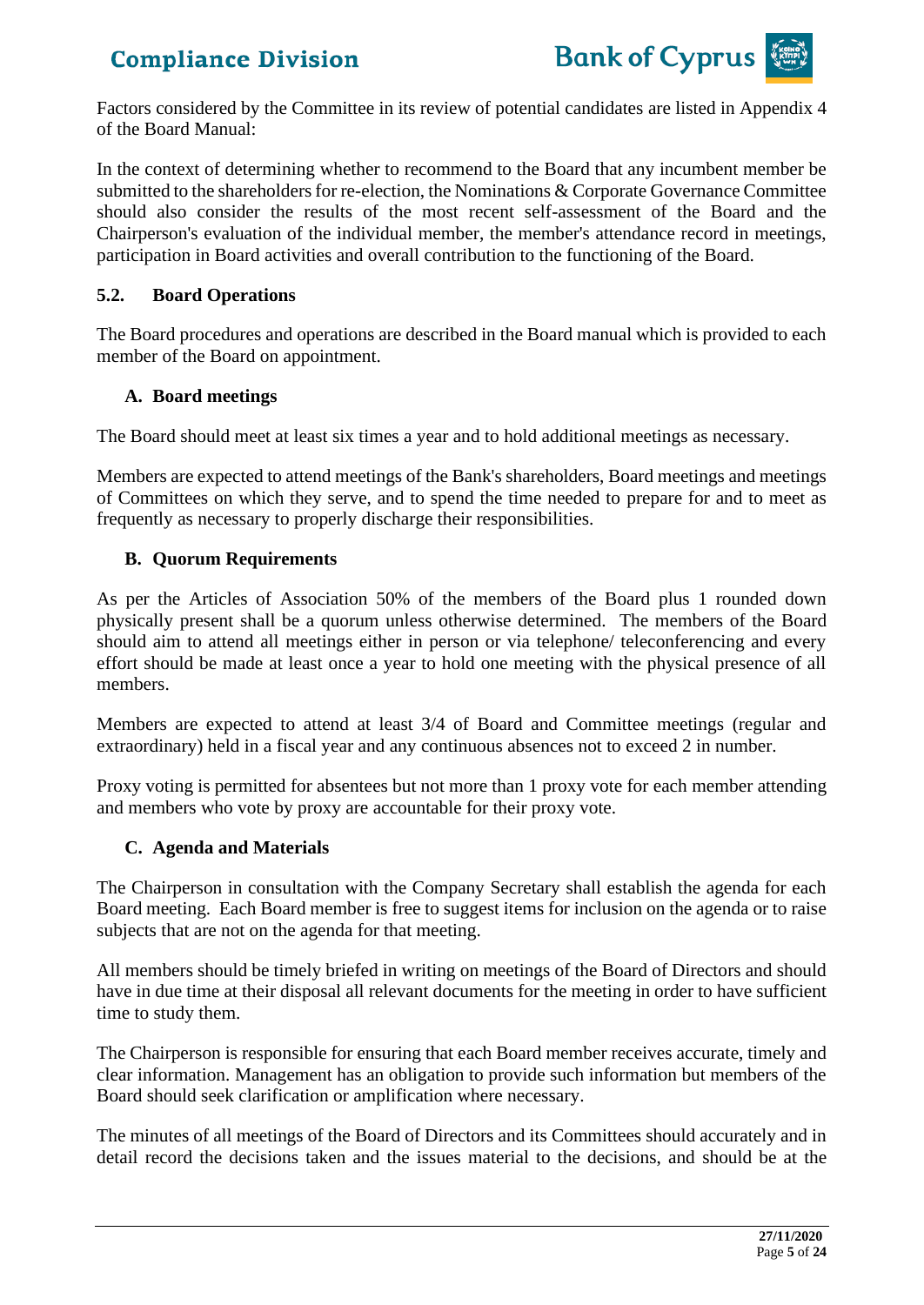Factors considered by the Committee in its review of potential candidates are listed in Appendix 4 of the Board Manual:

In the context of determining whether to recommend to the Board that any incumbent member be submitted to the shareholders for re-election, the Nominations & Corporate Governance Committee should also consider the results of the most recent self-assessment of the Board and the Chairperson's evaluation of the individual member, the member's attendance record in meetings, participation in Board activities and overall contribution to the functioning of the Board.

### 5.2. Board Operations

The Board procedures and operations are described in the Board manual which is provided to each member of the Board on appointment.

#### A. Board meetings

The Board should meet at least six times a year and to hold additional meetings as necessary.

Members are expected to attend meetings of the Bank's shareholders, Board meetings and meetings of Committees on which they serve, and to spend the time needed to prepare for and to meet as frequently as necessary to properly discharge their responsibilities.

#### B. Quorum Requirements

As per the Articles of Association 50% of the members of the Board plus 1 rounded down physically present shall be a quorum unless otherwise determined. The members of the Board should aim to attend all meetings either in person or via telephone/ teleconferencing and every effort should be made at least once a year to hold one meeting with the physical presence of all members.

Members are expected to attend at least 3/4 of Board and Committee meetings (regular and extraordinary) held in a fiscal year and any continuous absences not to exceed 2 in number.

Proxy voting is permitted for absentees but not more than 1 proxy vote for each member attending and members who vote by proxy are accountable for their proxy vote.

#### C. Agenda and Materials

The Chairperson in consultation with the Company Secretary shall establish the agenda for each Board meeting. Each Board member is free to suggest items for inclusion on the agenda or to raise subjects that are not on the agenda for that meeting.

All members should be timely briefed in writing on meetings of the Board of Directors and should have in due time at their disposal all relevant documents for the meeting in order to have sufficient time to study them.

The Chairperson is responsible for ensuring that each Board member receives accurate, timely and clear information. Management has an obligation to provide such information but members of the Board should seek clarification or amplification where necessary.

The minutes of all meetings of the Board of Directors and its Committees should accurately and in detail record the decisions taken and the issues material to the decisions, and should be at the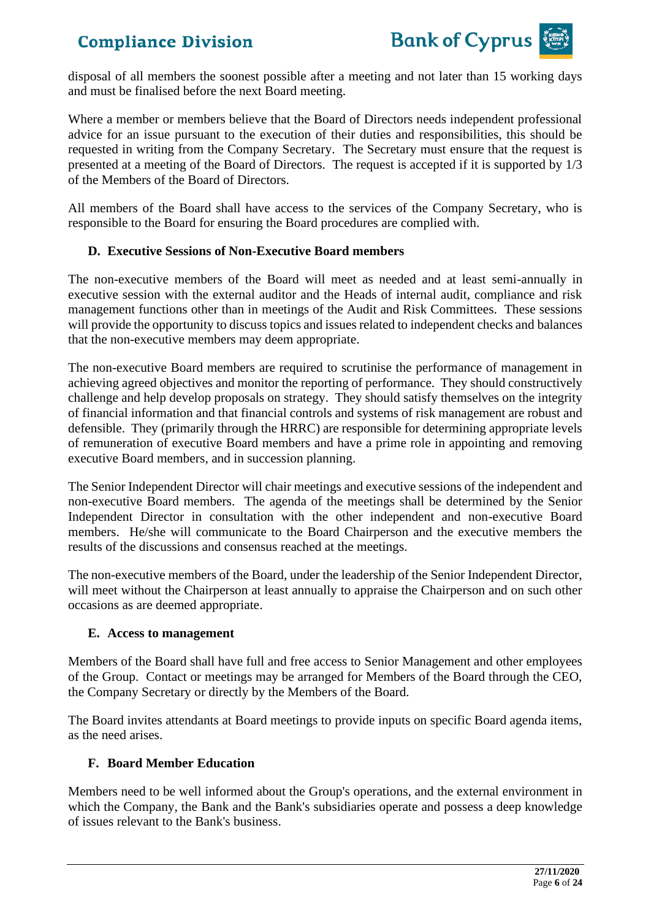disposal of all members the soonest possible after a meeting and not later than 15 working days and must be finalised before the next Board meeting.

Where a member or members believe that the Board of Directors needs independent professional advice for an issue pursuant to the execution of their duties and responsibilities, this should be requested in writing from the Company Secretary. The Secretary must ensure that the request is presented at a meeting of the Board of Directors. The request is accepted if it is supported by 1/3 of the Members of the Board of Directors.

All members of the Board shall have access to the services of the Company Secretary, who is responsible to the Board for ensuring the Board procedures are complied with.

### D. Executive Sessions of Non-Executive Board members

The non-executive members of the Board will meet as needed and at least semi-annually in executive session with the external auditor and the Heads of internal audit, compliance and risk management functions other than in meetings of the Audit and Risk Committees. These sessions will provide the opportunity to discuss topics and issues related to independent checks and balances that the non-executive members may deem appropriate.

The non-executive Board members are required to scrutinise the performance of management in achieving agreed objectives and monitor the reporting of performance. They should constructively challenge and help develop proposals on strategy. They should satisfy themselves on the integrity of financial information and that financial controls and systems of risk management are robust and defensible. They (primarily through the HRRC) are responsible for determining appropriate levels of remuneration of executive Board members and have a prime role in appointing and removing executive Board members, and in succession planning.

The Senior Independent Director will chair meetings and executive sessions of the independent and non-executive Board members. The agenda of the meetings shall be determined by the Senior Independent Director in consultation with the other independent and non-executive Board members. He/she will communicate to the Board Chairperson and the executive members the results of the discussions and consensus reached at the meetings.

The non-executive members of the Board, under the leadership of the Senior Independent Director, will meet without the Chairperson at least annually to appraise the Chairperson and on such other occasions as are deemed appropriate.

### E. Access to management

Members of the Board shall have full and free access to Senior Management and other employees of the Group. Contact or meetings may be arranged for Members of the Board through the CEO, the Company Secretary or directly by the Members of the Board.

The Board invites attendants at Board meetings to provide inputs on specific Board agenda items, as the need arises.

### F. Board Member Education

Members need to be well informed about the Group's operations, and the external environment in which the Company, the Bank and the Bank's subsidiaries operate and possess a deep knowledge of issues relevant to the Bank's business.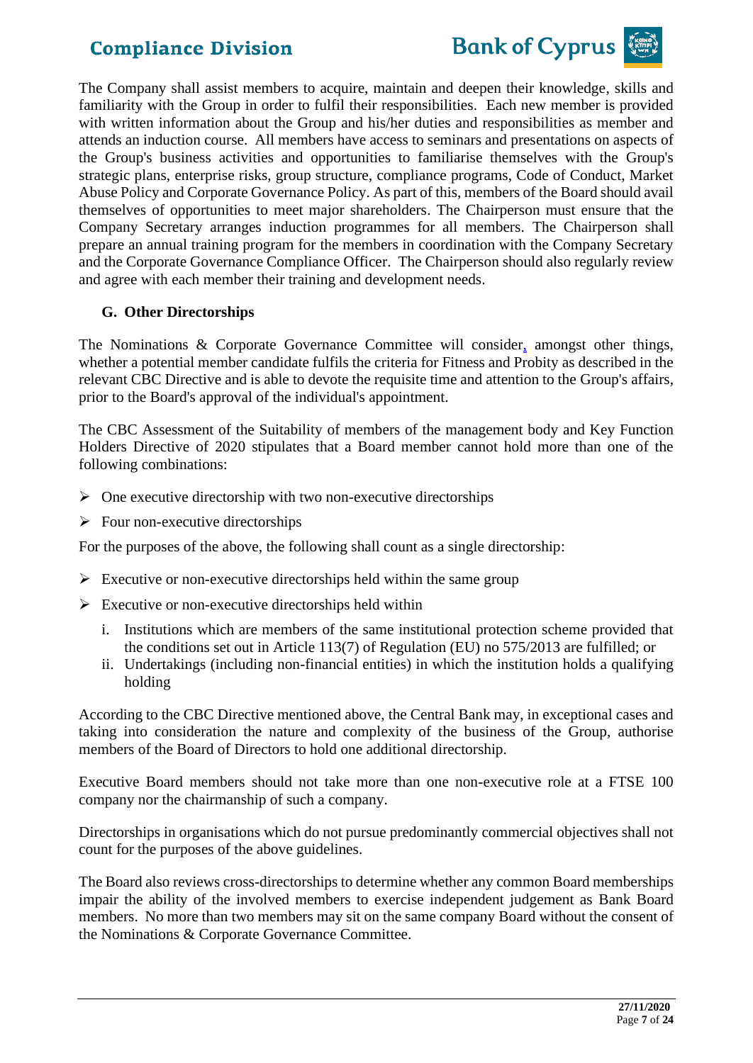The Company shall assist members to acquire, maintain and deepen their knowledge, skills and familiarity with the Group in order to fulfil their responsibilities. Each new member is provided with written information about the Group and his/her duties and responsibilities as member and attends an induction course. All members have access to seminars and presentations on aspects of the Group's business activities and opportunities to familiarise themselves with the Group's strategic plans, enterprise risks, group structure, compliance programs, Code of Conduct, Market Abuse Policy and Corporate Governance Policy. As part of this, members of the Board should avail themselves of opportunities to meet major shareholders. The Chairperson must ensure that the Company Secretary arranges induction programmes for all members. The Chairperson shall prepare an annual training program for the members in coordination with the Company Secretary and the Corporate Governance Compliance Officer. The Chairperson should also regularly review and agree with each member their training and development needs.

### G. Other Directorships

The Nominations & Corporate Governance Committee will consider, amongst other things, whether a potential member candidate fulfils the criteria for Fitness and Probity as described in the relevant CBC Directive and is able to devote the requisite time and attention to the Group's affairs, prior to the Board's approval of the individual's appointment.

The CBC Assessment of the Suitability of members of the management body and Key Function Holders Directive of 2020 stipulates that a Board member cannot hold more than one of the following combinations:

- One executive directorship with two non-executive directorships
- Four non-executive directorships

For the purposes of the above, the following shall count as a single directorship:

- Executive or non-executive directorships held within the same group
- Executive or non-executive directorships held within
  - i. Institutions which are members of the same institutional protection scheme provided that the conditions set out in Article 113(7) of Regulation (EU) no 575/2013 are fulfilled; or
  - ii. Undertakings (including non-financial entities) in which the institution holds a qualifying holding

According to the CBC Directive mentioned above, the Central Bank may, in exceptional cases and taking into consideration the nature and complexity of the business of the Group, authorise members of the Board of Directors to hold one additional directorship.

Executive Board members should not take more than one non-executive role at a FTSE 100 company nor the chairmanship of such a company.

Directorships in organisations which do not pursue predominantly commercial objectives shall not count for the purposes of the above guidelines.

The Board also reviews cross-directorships to determine whether any common Board memberships impair the ability of the involved members to exercise independent judgement as Bank Board members. No more than two members may sit on the same company Board without the consent of the Nominations & Corporate Governance Committee.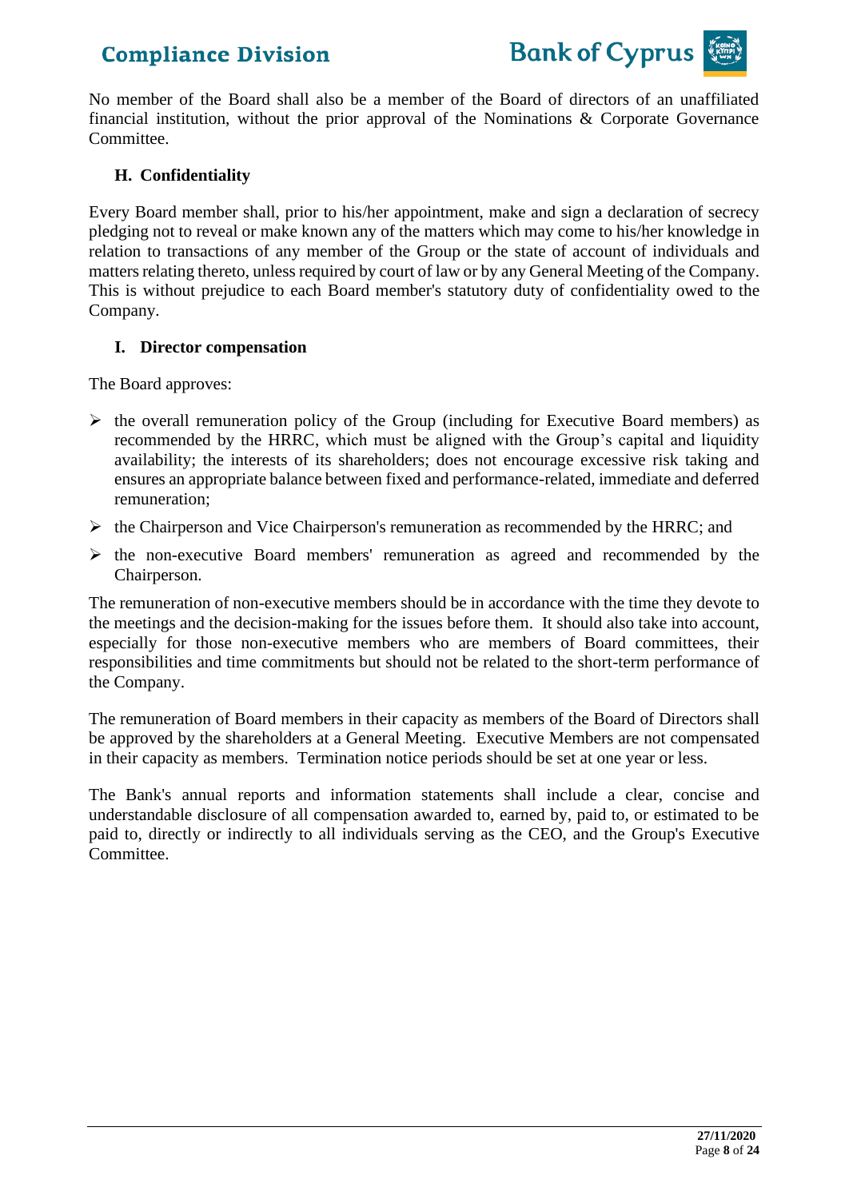No member of the Board shall also be a member of the Board of directors of an unaffiliated financial institution, without the prior approval of the Nominations & Corporate Governance Committee.

### H. Confidentiality

Every Board member shall, prior to his/her appointment, make and sign a declaration of secrecy pledging not to reveal or make known any of the matters which may come to his/her knowledge in relation to transactions of any member of the Group or the state of account of individuals and matters relating thereto, unless required by court of law or by any General Meeting of the Company. This is without prejudice to each Board member's statutory duty of confidentiality owed to the Company.

### I. Director compensation

The Board approves:

- the overall remuneration policy of the Group (including for Executive Board members) as recommended by the HRRC, which must be aligned with the Group's capital and liquidity availability; the interests of its shareholders; does not encourage excessive risk taking and ensures an appropriate balance between fixed and performance-related, immediate and deferred remuneration;
- the Chairperson and Vice Chairperson's remuneration as recommended by the HRRC; and
- the non-executive Board members' remuneration as agreed and recommended by the Chairperson.

The remuneration of non-executive members should be in accordance with the time they devote to the meetings and the decision-making for the issues before them. It should also take into account, especially for those non-executive members who are members of Board committees, their responsibilities and time commitments but should not be related to the short-term performance of the Company.

The remuneration of Board members in their capacity as members of the Board of Directors shall be approved by the shareholders at a General Meeting. Executive Members are not compensated in their capacity as members. Termination notice periods should be set at one year or less.

The Bank's annual reports and information statements shall include a clear, concise and understandable disclosure of all compensation awarded to, earned by, paid to, or estimated to be paid to, directly or indirectly to all individuals serving as the CEO, and the Group's Executive Committee.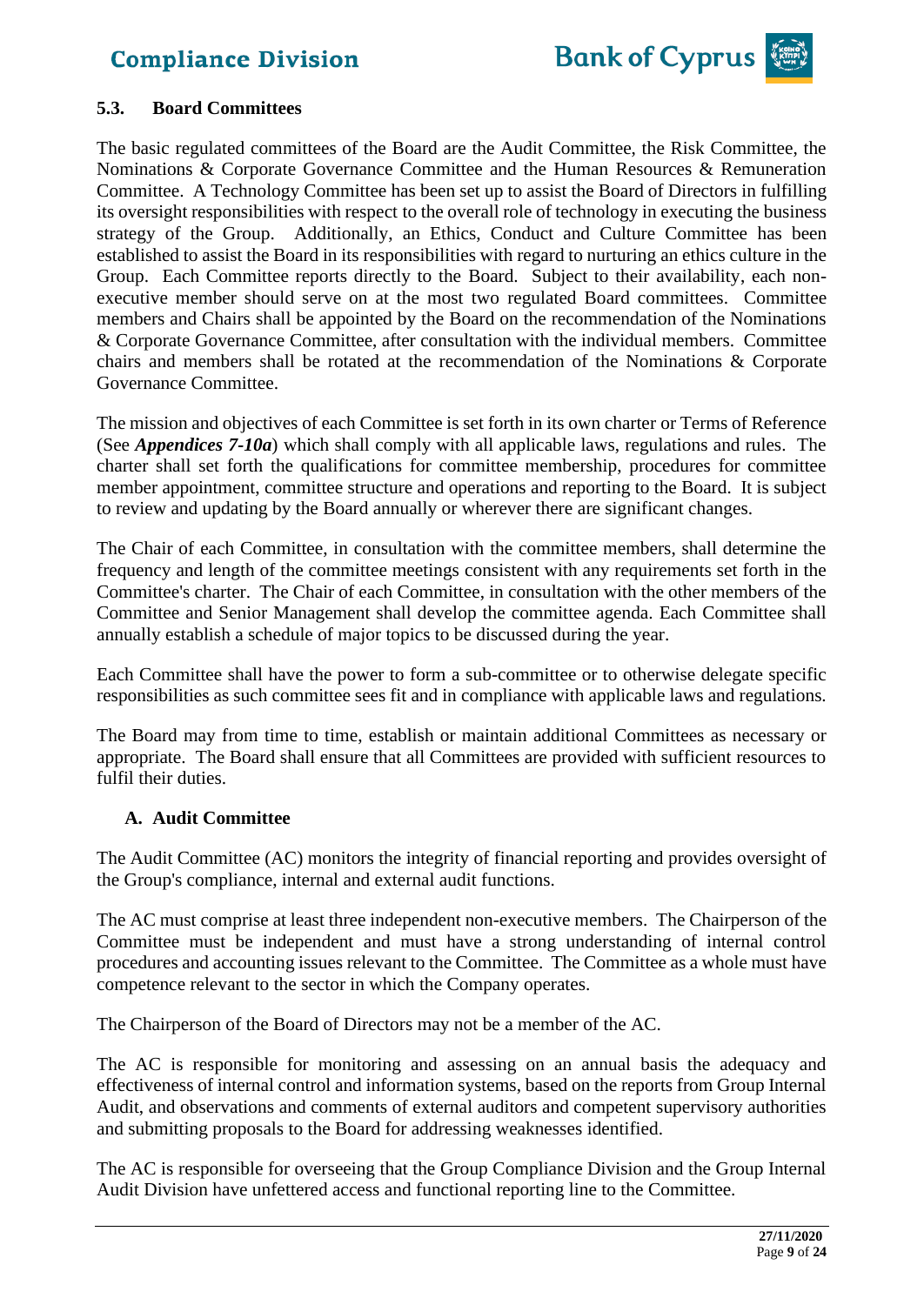### 5.3. Board Committees

The basic regulated committees of the Board are the Audit Committee, the Risk Committee, the Nominations & Corporate Governance Committee and the Human Resources & Remuneration Committee. A Technology Committee has been set up to assist the Board of Directors in fulfilling its oversight responsibilities with respect to the overall role of technology in executing the business strategy of the Group. Additionally, an Ethics, Conduct and Culture Committee has been established to assist the Board in its responsibilities with regard to nurturing an ethics culture in the Group. Each Committee reports directly to the Board. Subject to their availability, each non-executive member should serve on at the most two regulated Board committees. Committee members and Chairs shall be appointed by the Board on the recommendation of the Nominations & Corporate Governance Committee, after consultation with the individual members. Committee chairs and members shall be rotated at the recommendation of the Nominations & Corporate Governance Committee.

The mission and objectives of each Committee is set forth in its own charter or Terms of Reference (See ***Appendices 7-10a***) which shall comply with all applicable laws, regulations and rules. The charter shall set forth the qualifications for committee membership, procedures for committee member appointment, committee structure and operations and reporting to the Board. It is subject to review and updating by the Board annually or wherever there are significant changes.

The Chair of each Committee, in consultation with the committee members, shall determine the frequency and length of the committee meetings consistent with any requirements set forth in the Committee's charter. The Chair of each Committee, in consultation with the other members of the Committee and Senior Management shall develop the committee agenda. Each Committee shall annually establish a schedule of major topics to be discussed during the year.

Each Committee shall have the power to form a sub-committee or to otherwise delegate specific responsibilities as such committee sees fit and in compliance with applicable laws and regulations.

The Board may from time to time, establish or maintain additional Committees as necessary or appropriate. The Board shall ensure that all Committees are provided with sufficient resources to fulfil their duties.

#### A. Audit Committee

The Audit Committee (AC) monitors the integrity of financial reporting and provides oversight of the Group's compliance, internal and external audit functions.

The AC must comprise at least three independent non-executive members. The Chairperson of the Committee must be independent and must have a strong understanding of internal control procedures and accounting issues relevant to the Committee. The Committee as a whole must have competence relevant to the sector in which the Company operates.

The Chairperson of the Board of Directors may not be a member of the AC.

The AC is responsible for monitoring and assessing on an annual basis the adequacy and effectiveness of internal control and information systems, based on the reports from Group Internal Audit, and observations and comments of external auditors and competent supervisory authorities and submitting proposals to the Board for addressing weaknesses identified.

The AC is responsible for overseeing that the Group Compliance Division and the Group Internal Audit Division have unfettered access and functional reporting line to the Committee.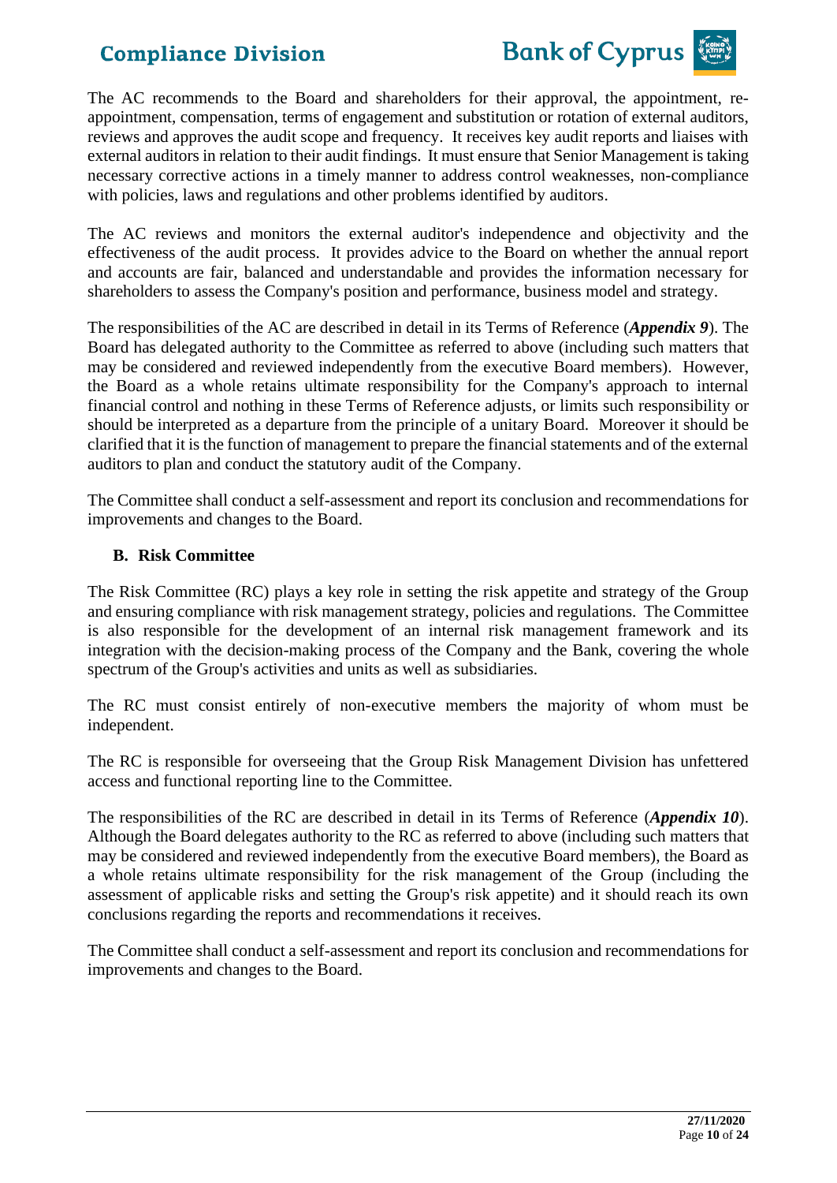The AC recommends to the Board and shareholders for their approval, the appointment, re-appointment, compensation, terms of engagement and substitution or rotation of external auditors, reviews and approves the audit scope and frequency. It receives key audit reports and liaises with external auditors in relation to their audit findings. It must ensure that Senior Management is taking necessary corrective actions in a timely manner to address control weaknesses, non-compliance with policies, laws and regulations and other problems identified by auditors.

The AC reviews and monitors the external auditor's independence and objectivity and the effectiveness of the audit process. It provides advice to the Board on whether the annual report and accounts are fair, balanced and understandable and provides the information necessary for shareholders to assess the Company's position and performance, business model and strategy.

The responsibilities of the AC are described in detail in its Terms of Reference (***Appendix 9***). The Board has delegated authority to the Committee as referred to above (including such matters that may be considered and reviewed independently from the executive Board members). However, the Board as a whole retains ultimate responsibility for the Company's approach to internal financial control and nothing in these Terms of Reference adjusts, or limits such responsibility or should be interpreted as a departure from the principle of a unitary Board. Moreover it should be clarified that it is the function of management to prepare the financial statements and of the external auditors to plan and conduct the statutory audit of the Company.

The Committee shall conduct a self-assessment and report its conclusion and recommendations for improvements and changes to the Board.

### B. Risk Committee

The Risk Committee (RC) plays a key role in setting the risk appetite and strategy of the Group and ensuring compliance with risk management strategy, policies and regulations. The Committee is also responsible for the development of an internal risk management framework and its integration with the decision-making process of the Company and the Bank, covering the whole spectrum of the Group's activities and units as well as subsidiaries.

The RC must consist entirely of non-executive members the majority of whom must be independent.

The RC is responsible for overseeing that the Group Risk Management Division has unfettered access and functional reporting line to the Committee.

The responsibilities of the RC are described in detail in its Terms of Reference (***Appendix 10***). Although the Board delegates authority to the RC as referred to above (including such matters that may be considered and reviewed independently from the executive Board members), the Board as a whole retains ultimate responsibility for the risk management of the Group (including the assessment of applicable risks and setting the Group's risk appetite) and it should reach its own conclusions regarding the reports and recommendations it receives.

The Committee shall conduct a self-assessment and report its conclusion and recommendations for improvements and changes to the Board.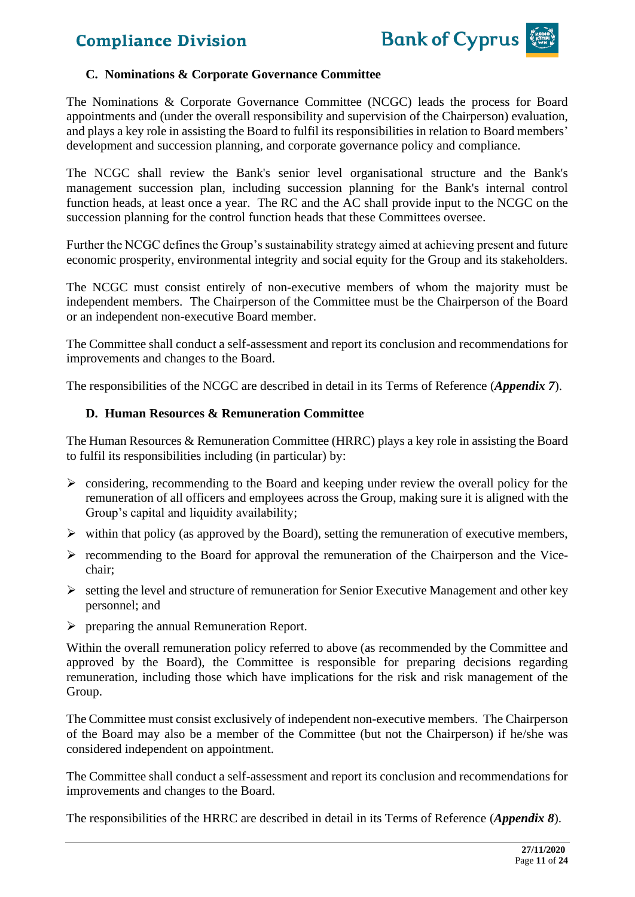### C. Nominations & Corporate Governance Committee

The Nominations & Corporate Governance Committee (NCGC) leads the process for Board appointments and (under the overall responsibility and supervision of the Chairperson) evaluation, and plays a key role in assisting the Board to fulfil its responsibilities in relation to Board members' development and succession planning, and corporate governance policy and compliance.

The NCGC shall review the Bank's senior level organisational structure and the Bank's management succession plan, including succession planning for the Bank's internal control function heads, at least once a year. The RC and the AC shall provide input to the NCGC on the succession planning for the control function heads that these Committees oversee.

Further the NCGC defines the Group's sustainability strategy aimed at achieving present and future economic prosperity, environmental integrity and social equity for the Group and its stakeholders.

The NCGC must consist entirely of non-executive members of whom the majority must be independent members. The Chairperson of the Committee must be the Chairperson of the Board or an independent non-executive Board member.

The Committee shall conduct a self-assessment and report its conclusion and recommendations for improvements and changes to the Board.

The responsibilities of the NCGC are described in detail in its Terms of Reference (***Appendix 7***).

### D. Human Resources & Remuneration Committee

The Human Resources & Remuneration Committee (HRRC) plays a key role in assisting the Board to fulfil its responsibilities including (in particular) by:

- considering, recommending to the Board and keeping under review the overall policy for the remuneration of all officers and employees across the Group, making sure it is aligned with the Group's capital and liquidity availability;
- within that policy (as approved by the Board), setting the remuneration of executive members,
- recommending to the Board for approval the remuneration of the Chairperson and the Vice-chair;
- setting the level and structure of remuneration for Senior Executive Management and other key personnel; and
- preparing the annual Remuneration Report.

Within the overall remuneration policy referred to above (as recommended by the Committee and approved by the Board), the Committee is responsible for preparing decisions regarding remuneration, including those which have implications for the risk and risk management of the Group.

The Committee must consist exclusively of independent non-executive members. The Chairperson of the Board may also be a member of the Committee (but not the Chairperson) if he/she was considered independent on appointment.

The Committee shall conduct a self-assessment and report its conclusion and recommendations for improvements and changes to the Board.

The responsibilities of the HRRC are described in detail in its Terms of Reference (***Appendix 8***).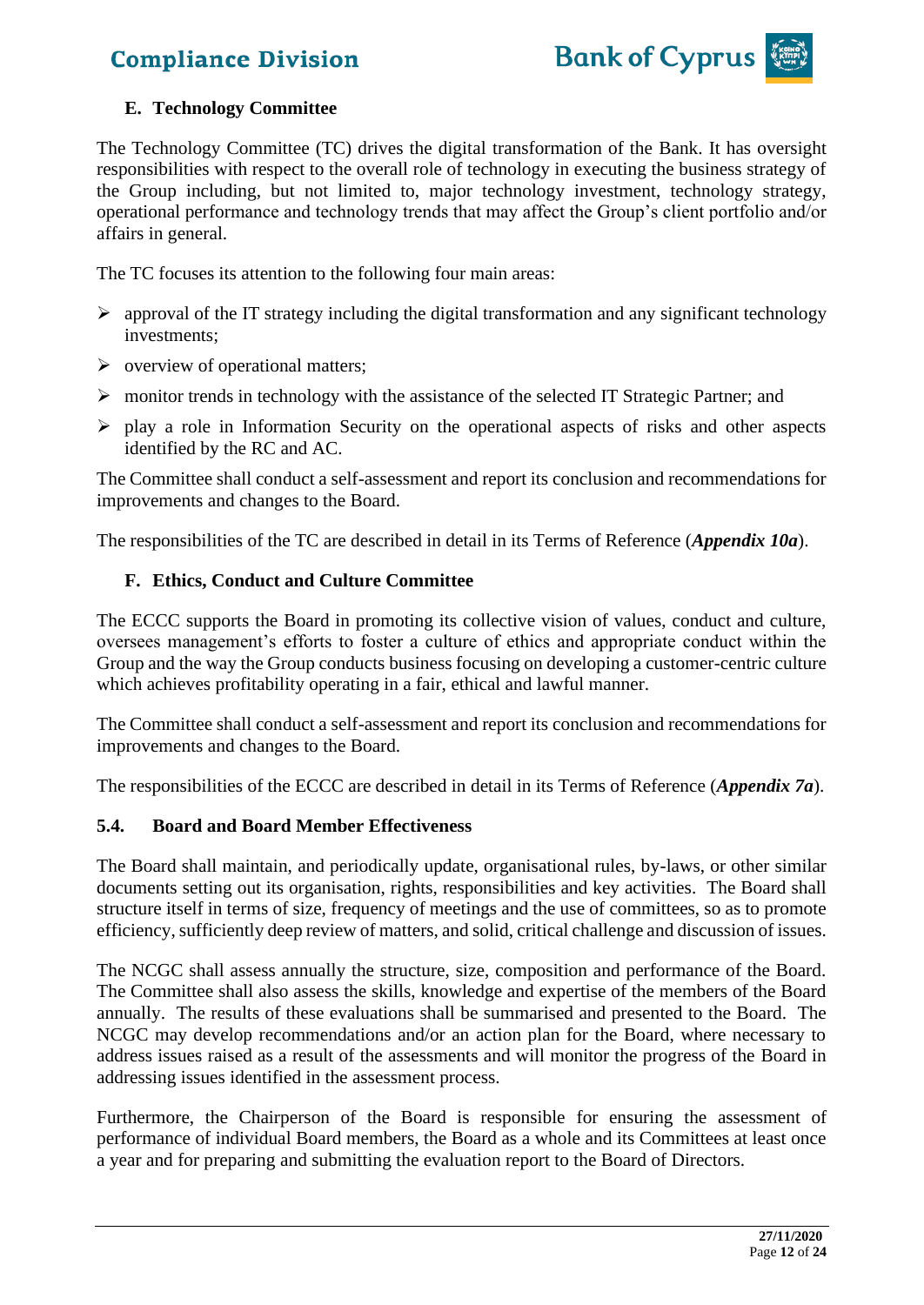### E. Technology Committee

The Technology Committee (TC) drives the digital transformation of the Bank. It has oversight responsibilities with respect to the overall role of technology in executing the business strategy of the Group including, but not limited to, major technology investment, technology strategy, operational performance and technology trends that may affect the Group's client portfolio and/or affairs in general.

The TC focuses its attention to the following four main areas:

- approval of the IT strategy including the digital transformation and any significant technology investments;
- overview of operational matters;
- monitor trends in technology with the assistance of the selected IT Strategic Partner; and
- play a role in Information Security on the operational aspects of risks and other aspects identified by the RC and AC.

The Committee shall conduct a self-assessment and report its conclusion and recommendations for improvements and changes to the Board.

The responsibilities of the TC are described in detail in its Terms of Reference (***Appendix 10a***).

### F. Ethics, Conduct and Culture Committee

The ECCC supports the Board in promoting its collective vision of values, conduct and culture, oversees management's efforts to foster a culture of ethics and appropriate conduct within the Group and the way the Group conducts business focusing on developing a customer-centric culture which achieves profitability operating in a fair, ethical and lawful manner.

The Committee shall conduct a self-assessment and report its conclusion and recommendations for improvements and changes to the Board.

The responsibilities of the ECCC are described in detail in its Terms of Reference (***Appendix 7a***).

### 5.4. Board and Board Member Effectiveness

The Board shall maintain, and periodically update, organisational rules, by-laws, or other similar documents setting out its organisation, rights, responsibilities and key activities. The Board shall structure itself in terms of size, frequency of meetings and the use of committees, so as to promote efficiency, sufficiently deep review of matters, and solid, critical challenge and discussion of issues.

The NCGC shall assess annually the structure, size, composition and performance of the Board. The Committee shall also assess the skills, knowledge and expertise of the members of the Board annually. The results of these evaluations shall be summarised and presented to the Board. The NCGC may develop recommendations and/or an action plan for the Board, where necessary to address issues raised as a result of the assessments and will monitor the progress of the Board in addressing issues identified in the assessment process.

Furthermore, the Chairperson of the Board is responsible for ensuring the assessment of performance of individual Board members, the Board as a whole and its Committees at least once a year and for preparing and submitting the evaluation report to the Board of Directors.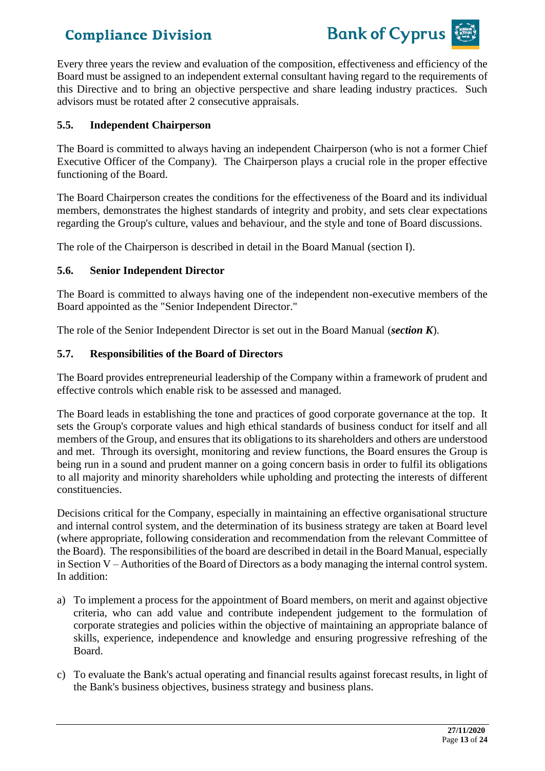Every three years the review and evaluation of the composition, effectiveness and efficiency of the Board must be assigned to an independent external consultant having regard to the requirements of this Directive and to bring an objective perspective and share leading industry practices. Such advisors must be rotated after 2 consecutive appraisals.

### 5.5. Independent Chairperson

The Board is committed to always having an independent Chairperson (who is not a former Chief Executive Officer of the Company). The Chairperson plays a crucial role in the proper effective functioning of the Board.

The Board Chairperson creates the conditions for the effectiveness of the Board and its individual members, demonstrates the highest standards of integrity and probity, and sets clear expectations regarding the Group's culture, values and behaviour, and the style and tone of Board discussions.

The role of the Chairperson is described in detail in the Board Manual (section I).

### 5.6. Senior Independent Director

The Board is committed to always having one of the independent non-executive members of the Board appointed as the "Senior Independent Director."

The role of the Senior Independent Director is set out in the Board Manual (***section K***).

### 5.7. Responsibilities of the Board of Directors

The Board provides entrepreneurial leadership of the Company within a framework of prudent and effective controls which enable risk to be assessed and managed.

The Board leads in establishing the tone and practices of good corporate governance at the top. It sets the Group's corporate values and high ethical standards of business conduct for itself and all members of the Group, and ensures that its obligations to its shareholders and others are understood and met. Through its oversight, monitoring and review functions, the Board ensures the Group is being run in a sound and prudent manner on a going concern basis in order to fulfil its obligations to all majority and minority shareholders while upholding and protecting the interests of different constituencies.

Decisions critical for the Company, especially in maintaining an effective organisational structure and internal control system, and the determination of its business strategy are taken at Board level (where appropriate, following consideration and recommendation from the relevant Committee of the Board). The responsibilities of the board are described in detail in the Board Manual, especially in Section V – Authorities of the Board of Directors as a body managing the internal control system. In addition:

a) To implement a process for the appointment of Board members, on merit and against objective criteria, who can add value and contribute independent judgement to the formulation of corporate strategies and policies within the objective of maintaining an appropriate balance of skills, experience, independence and knowledge and ensuring progressive refreshing of the Board.

c) To evaluate the Bank's actual operating and financial results against forecast results, in light of the Bank's business objectives, business strategy and business plans.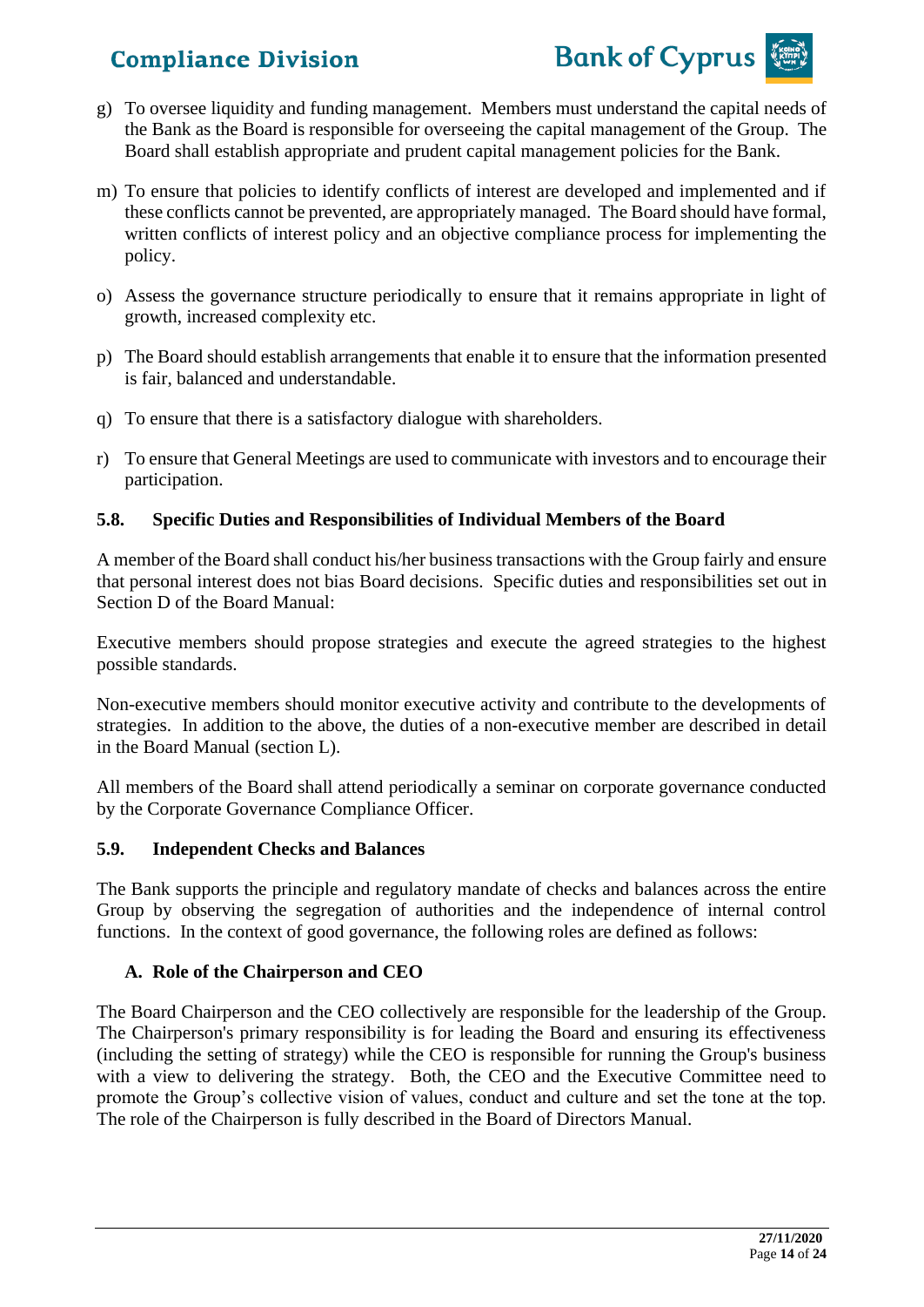g) To oversee liquidity and funding management. Members must understand the capital needs of the Bank as the Board is responsible for overseeing the capital management of the Group. The Board shall establish appropriate and prudent capital management policies for the Bank.

m) To ensure that policies to identify conflicts of interest are developed and implemented and if these conflicts cannot be prevented, are appropriately managed. The Board should have formal, written conflicts of interest policy and an objective compliance process for implementing the policy.

o) Assess the governance structure periodically to ensure that it remains appropriate in light of growth, increased complexity etc.

p) The Board should establish arrangements that enable it to ensure that the information presented is fair, balanced and understandable.

q) To ensure that there is a satisfactory dialogue with shareholders.

r) To ensure that General Meetings are used to communicate with investors and to encourage their participation.

### 5.8. Specific Duties and Responsibilities of Individual Members of the Board

A member of the Board shall conduct his/her business transactions with the Group fairly and ensure that personal interest does not bias Board decisions. Specific duties and responsibilities set out in Section D of the Board Manual:

Executive members should propose strategies and execute the agreed strategies to the highest possible standards.

Non-executive members should monitor executive activity and contribute to the developments of strategies. In addition to the above, the duties of a non-executive member are described in detail in the Board Manual (section L).

All members of the Board shall attend periodically a seminar on corporate governance conducted by the Corporate Governance Compliance Officer.

### 5.9. Independent Checks and Balances

The Bank supports the principle and regulatory mandate of checks and balances across the entire Group by observing the segregation of authorities and the independence of internal control functions. In the context of good governance, the following roles are defined as follows:

#### A. Role of the Chairperson and CEO

The Board Chairperson and the CEO collectively are responsible for the leadership of the Group. The Chairperson's primary responsibility is for leading the Board and ensuring its effectiveness (including the setting of strategy) while the CEO is responsible for running the Group's business with a view to delivering the strategy. Both, the CEO and the Executive Committee need to promote the Group's collective vision of values, conduct and culture and set the tone at the top. The role of the Chairperson is fully described in the Board of Directors Manual.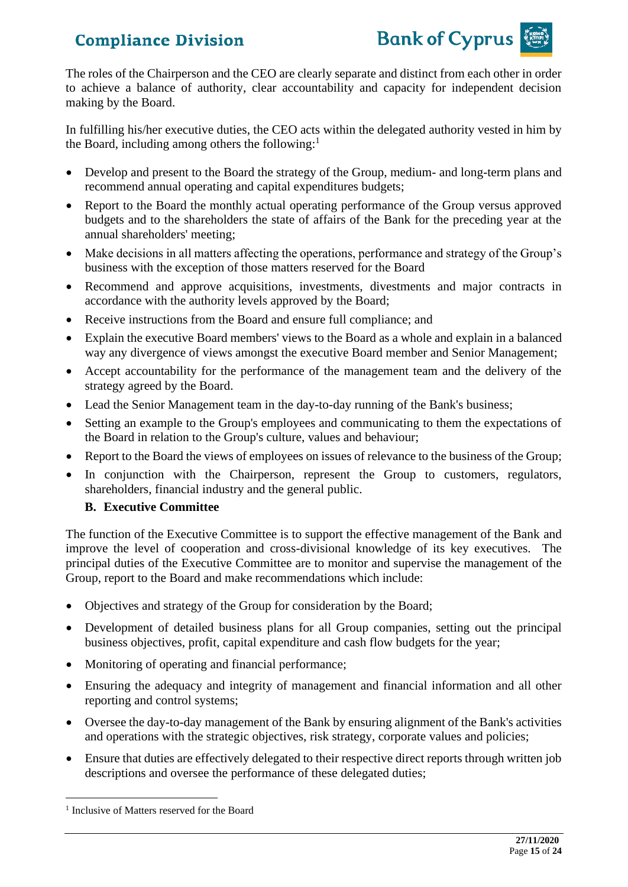The roles of the Chairperson and the CEO are clearly separate and distinct from each other in order to achieve a balance of authority, clear accountability and capacity for independent decision making by the Board.

In fulfilling his/her executive duties, the CEO acts within the delegated authority vested in him by the Board, including among others the following:[1]

- Develop and present to the Board the strategy of the Group, medium- and long-term plans and recommend annual operating and capital expenditures budgets;
- Report to the Board the monthly actual operating performance of the Group versus approved budgets and to the shareholders the state of affairs of the Bank for the preceding year at the annual shareholders' meeting;
- Make decisions in all matters affecting the operations, performance and strategy of the Group's business with the exception of those matters reserved for the Board
- Recommend and approve acquisitions, investments, divestments and major contracts in accordance with the authority levels approved by the Board;
- Receive instructions from the Board and ensure full compliance; and
- Explain the executive Board members' views to the Board as a whole and explain in a balanced way any divergence of views amongst the executive Board member and Senior Management;
- Accept accountability for the performance of the management team and the delivery of the strategy agreed by the Board.
- Lead the Senior Management team in the day-to-day running of the Bank's business;
- Setting an example to the Group's employees and communicating to them the expectations of the Board in relation to the Group's culture, values and behaviour;
- Report to the Board the views of employees on issues of relevance to the business of the Group;
- In conjunction with the Chairperson, represent the Group to customers, regulators, shareholders, financial industry and the general public.

**B. Executive Committee**

The function of the Executive Committee is to support the effective management of the Bank and improve the level of cooperation and cross-divisional knowledge of its key executives. The principal duties of the Executive Committee are to monitor and supervise the management of the Group, report to the Board and make recommendations which include:

- Objectives and strategy of the Group for consideration by the Board;
- Development of detailed business plans for all Group companies, setting out the principal business objectives, profit, capital expenditure and cash flow budgets for the year;
- Monitoring of operating and financial performance;
- Ensuring the adequacy and integrity of management and financial information and all other reporting and control systems;
- Oversee the day-to-day management of the Bank by ensuring alignment of the Bank's activities and operations with the strategic objectives, risk strategy, corporate values and policies;
- Ensure that duties are effectively delegated to their respective direct reports through written job descriptions and oversee the performance of these delegated duties;

---

[1] Inclusive of Matters reserved for the Board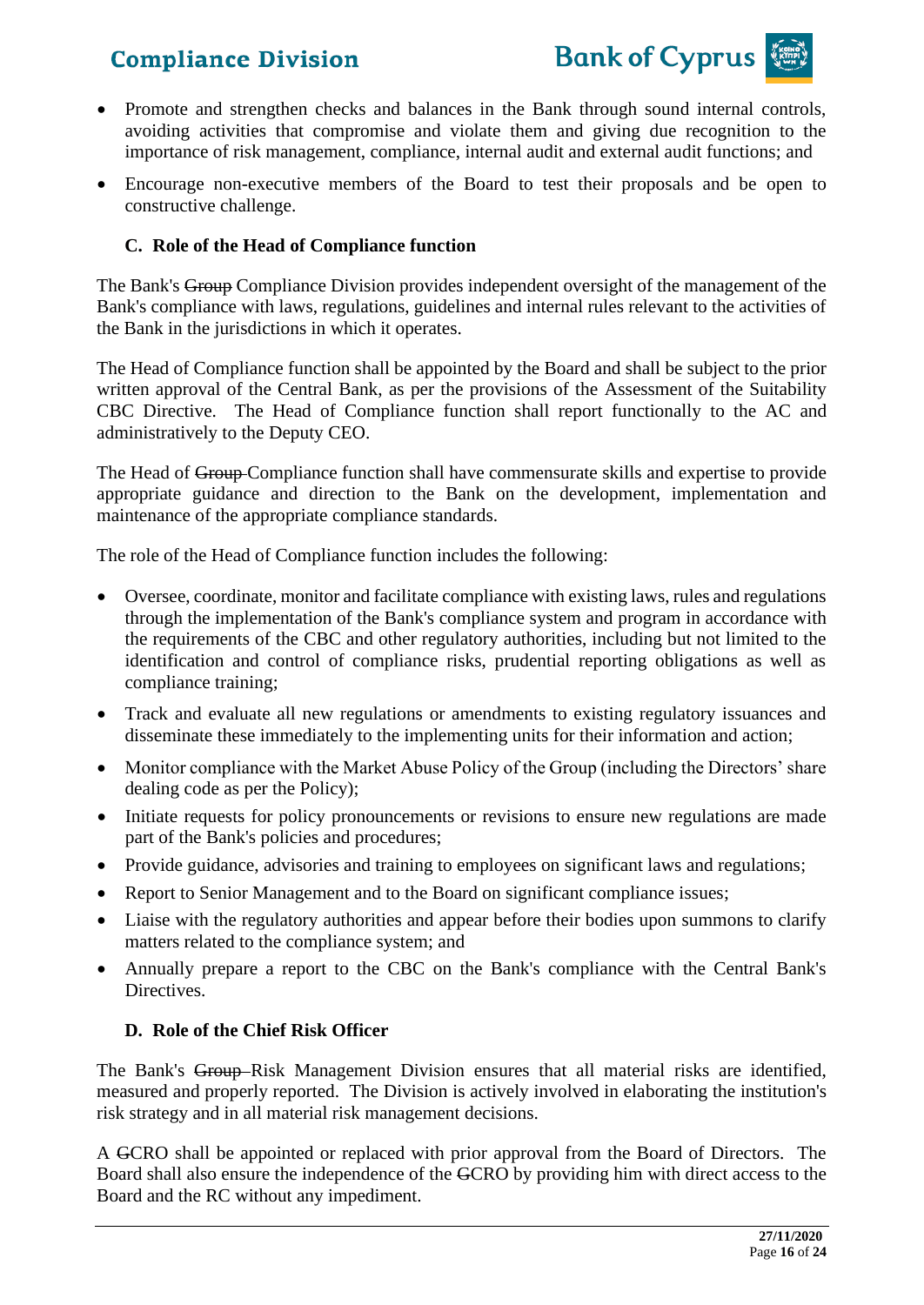- Promote and strengthen checks and balances in the Bank through sound internal controls, avoiding activities that compromise and violate them and giving due recognition to the importance of risk management, compliance, internal audit and external audit functions; and
- Encourage non-executive members of the Board to test their proposals and be open to constructive challenge.

### C. Role of the Head of Compliance function

The Bank's ~~Group~~ Compliance Division provides independent oversight of the management of the Bank's compliance with laws, regulations, guidelines and internal rules relevant to the activities of the Bank in the jurisdictions in which it operates.

The Head of Compliance function shall be appointed by the Board and shall be subject to the prior written approval of the Central Bank, as per the provisions of the Assessment of the Suitability CBC Directive. The Head of Compliance function shall report functionally to the AC and administratively to the Deputy CEO.

The Head of ~~Group~~ Compliance function shall have commensurate skills and expertise to provide appropriate guidance and direction to the Bank on the development, implementation and maintenance of the appropriate compliance standards.

The role of the Head of Compliance function includes the following:

- Oversee, coordinate, monitor and facilitate compliance with existing laws, rules and regulations through the implementation of the Bank's compliance system and program in accordance with the requirements of the CBC and other regulatory authorities, including but not limited to the identification and control of compliance risks, prudential reporting obligations as well as compliance training;
- Track and evaluate all new regulations or amendments to existing regulatory issuances and disseminate these immediately to the implementing units for their information and action;
- Monitor compliance with the Market Abuse Policy of the Group (including the Directors' share dealing code as per the Policy);
- Initiate requests for policy pronouncements or revisions to ensure new regulations are made part of the Bank's policies and procedures;
- Provide guidance, advisories and training to employees on significant laws and regulations;
- Report to Senior Management and to the Board on significant compliance issues;
- Liaise with the regulatory authorities and appear before their bodies upon summons to clarify matters related to the compliance system; and
- Annually prepare a report to the CBC on the Bank's compliance with the Central Bank's Directives.

### D. Role of the Chief Risk Officer

The Bank's ~~Group~~ Risk Management Division ensures that all material risks are identified, measured and properly reported. The Division is actively involved in elaborating the institution's risk strategy and in all material risk management decisions.

A ~~G~~CRO shall be appointed or replaced with prior approval from the Board of Directors. The Board shall also ensure the independence of the ~~G~~CRO by providing him with direct access to the Board and the RC without any impediment.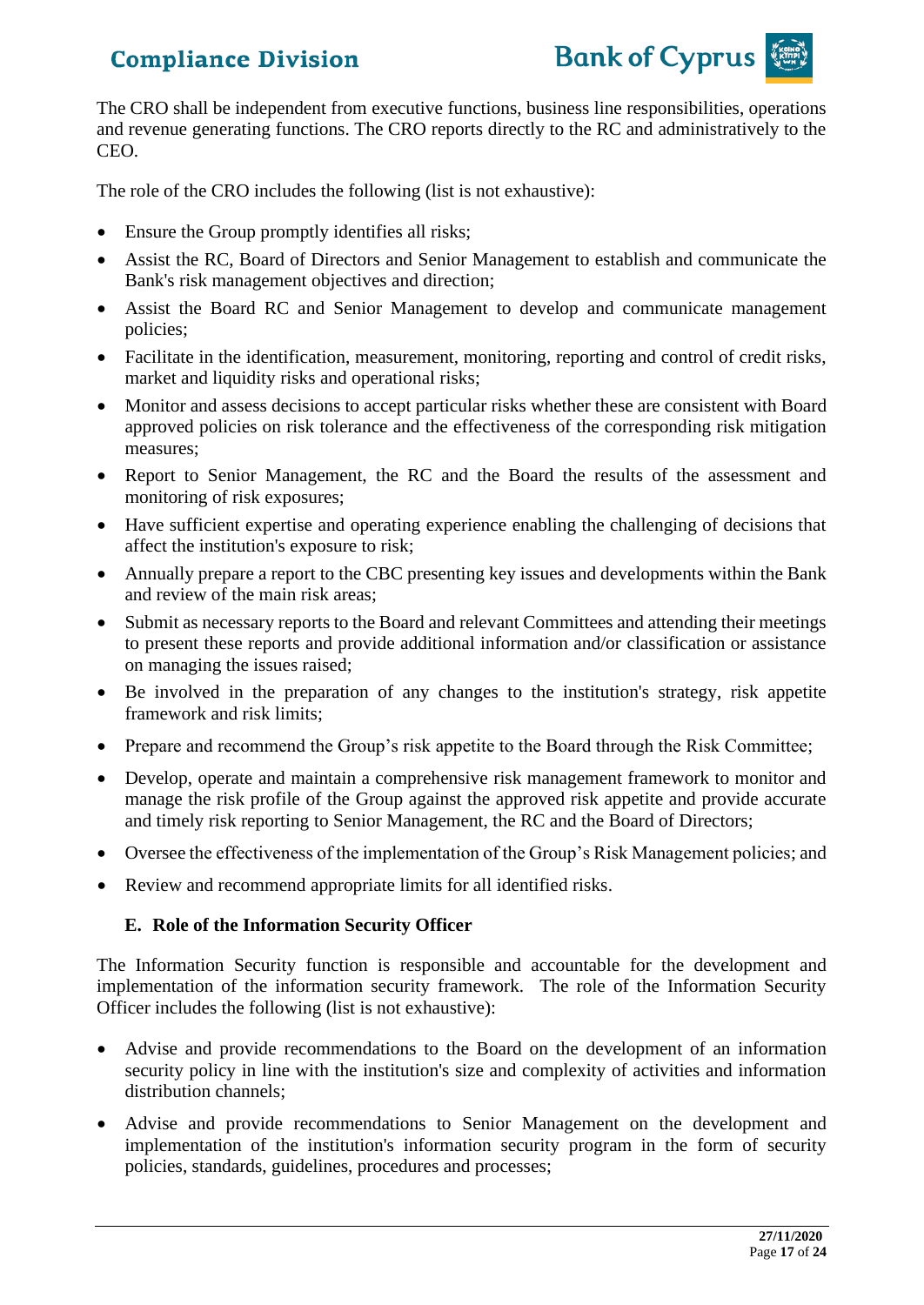The CRO shall be independent from executive functions, business line responsibilities, operations and revenue generating functions. The CRO reports directly to the RC and administratively to the CEO.

The role of the CRO includes the following (list is not exhaustive):

- Ensure the Group promptly identifies all risks;
- Assist the RC, Board of Directors and Senior Management to establish and communicate the Bank's risk management objectives and direction;
- Assist the Board RC and Senior Management to develop and communicate management policies;
- Facilitate in the identification, measurement, monitoring, reporting and control of credit risks, market and liquidity risks and operational risks;
- Monitor and assess decisions to accept particular risks whether these are consistent with Board approved policies on risk tolerance and the effectiveness of the corresponding risk mitigation measures;
- Report to Senior Management, the RC and the Board the results of the assessment and monitoring of risk exposures;
- Have sufficient expertise and operating experience enabling the challenging of decisions that affect the institution's exposure to risk;
- Annually prepare a report to the CBC presenting key issues and developments within the Bank and review of the main risk areas;
- Submit as necessary reports to the Board and relevant Committees and attending their meetings to present these reports and provide additional information and/or classification or assistance on managing the issues raised;
- Be involved in the preparation of any changes to the institution's strategy, risk appetite framework and risk limits;
- Prepare and recommend the Group's risk appetite to the Board through the Risk Committee;
- Develop, operate and maintain a comprehensive risk management framework to monitor and manage the risk profile of the Group against the approved risk appetite and provide accurate and timely risk reporting to Senior Management, the RC and the Board of Directors;
- Oversee the effectiveness of the implementation of the Group's Risk Management policies; and
- Review and recommend appropriate limits for all identified risks.

### E. Role of the Information Security Officer

The Information Security function is responsible and accountable for the development and implementation of the information security framework. The role of the Information Security Officer includes the following (list is not exhaustive):

- Advise and provide recommendations to the Board on the development of an information security policy in line with the institution's size and complexity of activities and information distribution channels;
- Advise and provide recommendations to Senior Management on the development and implementation of the institution's information security program in the form of security policies, standards, guidelines, procedures and processes;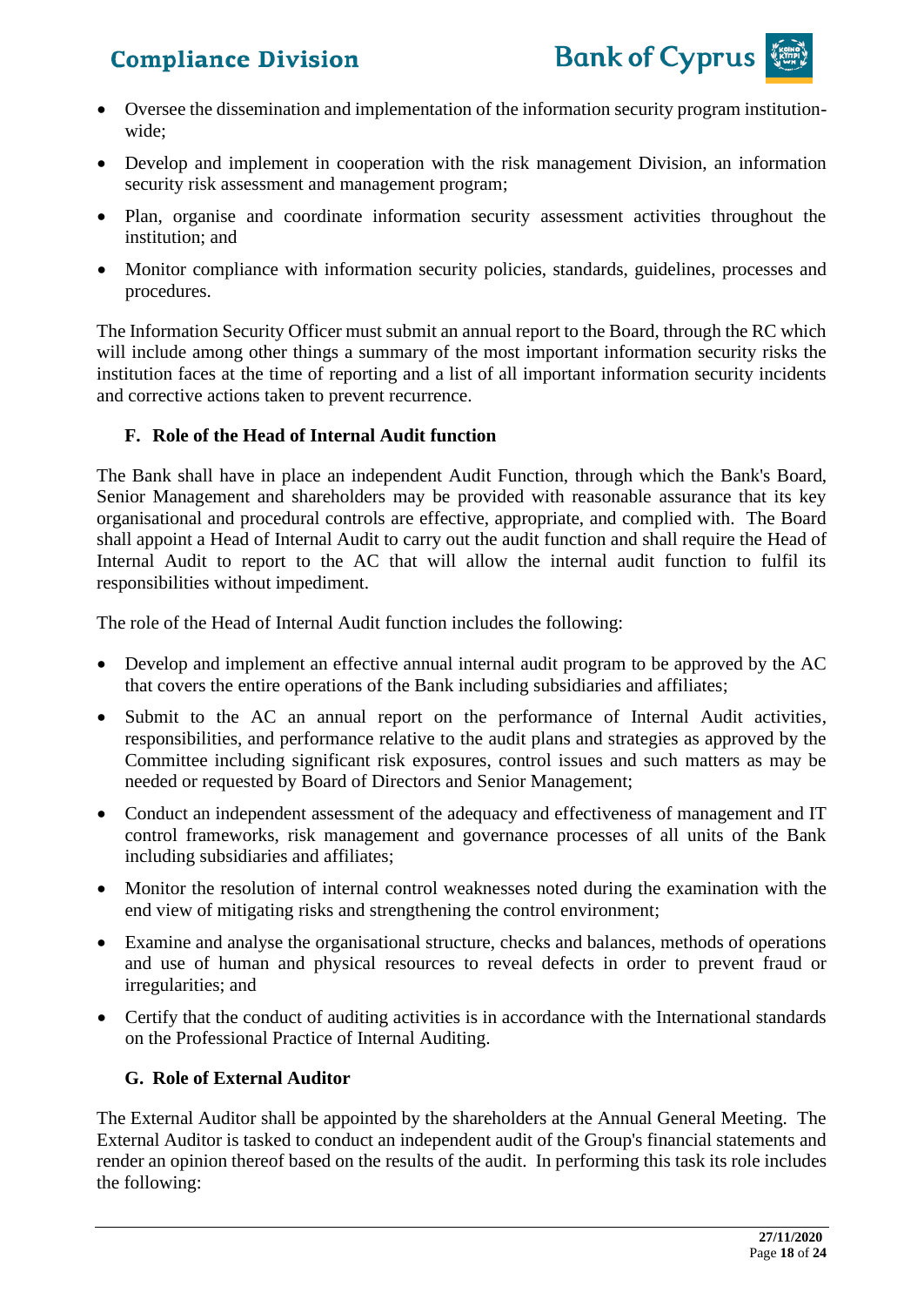- Oversee the dissemination and implementation of the information security program institution-wide;
- Develop and implement in cooperation with the risk management Division, an information security risk assessment and management program;
- Plan, organise and coordinate information security assessment activities throughout the institution; and
- Monitor compliance with information security policies, standards, guidelines, processes and procedures.

The Information Security Officer must submit an annual report to the Board, through the RC which will include among other things a summary of the most important information security risks the institution faces at the time of reporting and a list of all important information security incidents and corrective actions taken to prevent recurrence.

### F. Role of the Head of Internal Audit function

The Bank shall have in place an independent Audit Function, through which the Bank's Board, Senior Management and shareholders may be provided with reasonable assurance that its key organisational and procedural controls are effective, appropriate, and complied with. The Board shall appoint a Head of Internal Audit to carry out the audit function and shall require the Head of Internal Audit to report to the AC that will allow the internal audit function to fulfil its responsibilities without impediment.

The role of the Head of Internal Audit function includes the following:

- Develop and implement an effective annual internal audit program to be approved by the AC that covers the entire operations of the Bank including subsidiaries and affiliates;
- Submit to the AC an annual report on the performance of Internal Audit activities, responsibilities, and performance relative to the audit plans and strategies as approved by the Committee including significant risk exposures, control issues and such matters as may be needed or requested by Board of Directors and Senior Management;
- Conduct an independent assessment of the adequacy and effectiveness of management and IT control frameworks, risk management and governance processes of all units of the Bank including subsidiaries and affiliates;
- Monitor the resolution of internal control weaknesses noted during the examination with the end view of mitigating risks and strengthening the control environment;
- Examine and analyse the organisational structure, checks and balances, methods of operations and use of human and physical resources to reveal defects in order to prevent fraud or irregularities; and
- Certify that the conduct of auditing activities is in accordance with the International standards on the Professional Practice of Internal Auditing.

### G. Role of External Auditor

The External Auditor shall be appointed by the shareholders at the Annual General Meeting. The External Auditor is tasked to conduct an independent audit of the Group's financial statements and render an opinion thereof based on the results of the audit. In performing this task its role includes the following: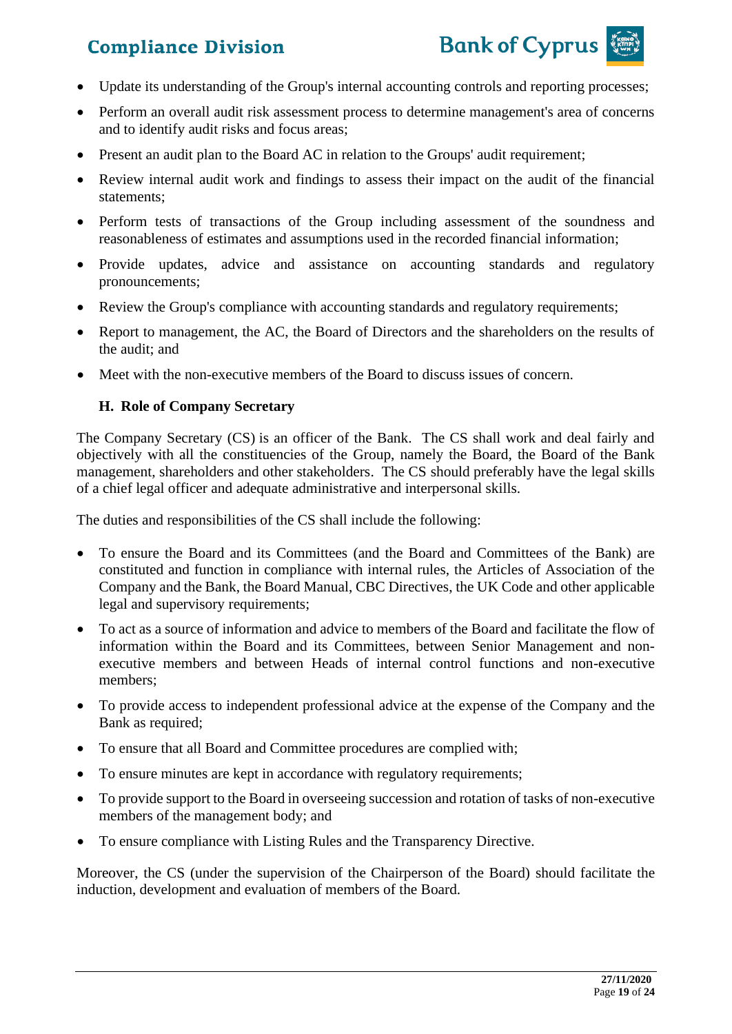- Update its understanding of the Group's internal accounting controls and reporting processes;
- Perform an overall audit risk assessment process to determine management's area of concerns and to identify audit risks and focus areas;
- Present an audit plan to the Board AC in relation to the Groups' audit requirement;
- Review internal audit work and findings to assess their impact on the audit of the financial statements;
- Perform tests of transactions of the Group including assessment of the soundness and reasonableness of estimates and assumptions used in the recorded financial information;
- Provide updates, advice and assistance on accounting standards and regulatory pronouncements;
- Review the Group's compliance with accounting standards and regulatory requirements;
- Report to management, the AC, the Board of Directors and the shareholders on the results of the audit; and
- Meet with the non-executive members of the Board to discuss issues of concern.

### H. Role of Company Secretary

The Company Secretary (CS) is an officer of the Bank. The CS shall work and deal fairly and objectively with all the constituencies of the Group, namely the Board, the Board of the Bank management, shareholders and other stakeholders. The CS should preferably have the legal skills of a chief legal officer and adequate administrative and interpersonal skills.

The duties and responsibilities of the CS shall include the following:

- To ensure the Board and its Committees (and the Board and Committees of the Bank) are constituted and function in compliance with internal rules, the Articles of Association of the Company and the Bank, the Board Manual, CBC Directives, the UK Code and other applicable legal and supervisory requirements;
- To act as a source of information and advice to members of the Board and facilitate the flow of information within the Board and its Committees, between Senior Management and non-executive members and between Heads of internal control functions and non-executive members;
- To provide access to independent professional advice at the expense of the Company and the Bank as required;
- To ensure that all Board and Committee procedures are complied with;
- To ensure minutes are kept in accordance with regulatory requirements;
- To provide support to the Board in overseeing succession and rotation of tasks of non-executive members of the management body; and
- To ensure compliance with Listing Rules and the Transparency Directive.

Moreover, the CS (under the supervision of the Chairperson of the Board) should facilitate the induction, development and evaluation of members of the Board.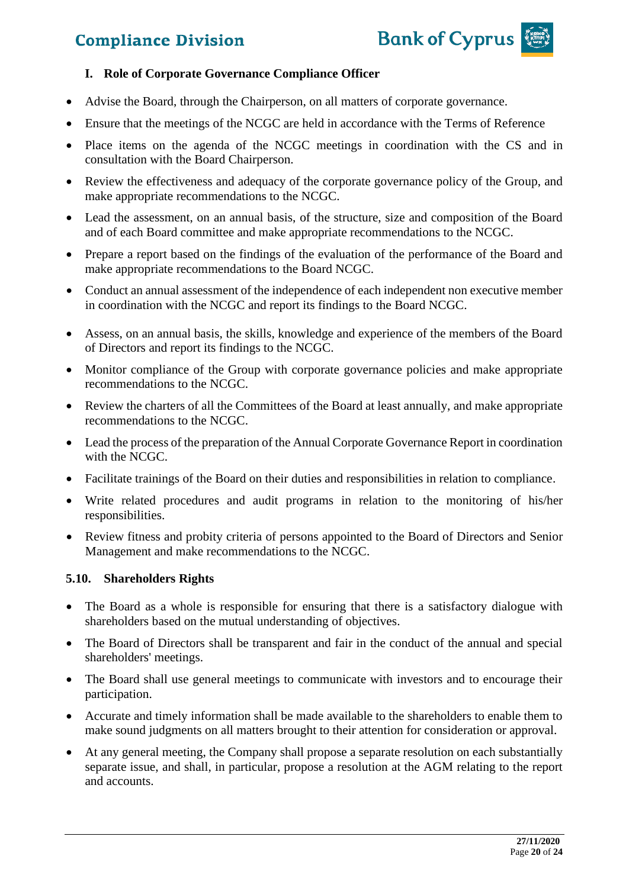### I. Role of Corporate Governance Compliance Officer

- Advise the Board, through the Chairperson, on all matters of corporate governance.
- Ensure that the meetings of the NCGC are held in accordance with the Terms of Reference
- Place items on the agenda of the NCGC meetings in coordination with the CS and in consultation with the Board Chairperson.
- Review the effectiveness and adequacy of the corporate governance policy of the Group, and make appropriate recommendations to the NCGC.
- Lead the assessment, on an annual basis, of the structure, size and composition of the Board and of each Board committee and make appropriate recommendations to the NCGC.
- Prepare a report based on the findings of the evaluation of the performance of the Board and make appropriate recommendations to the Board NCGC.
- Conduct an annual assessment of the independence of each independent non executive member in coordination with the NCGC and report its findings to the Board NCGC.
- Assess, on an annual basis, the skills, knowledge and experience of the members of the Board of Directors and report its findings to the NCGC.
- Monitor compliance of the Group with corporate governance policies and make appropriate recommendations to the NCGC.
- Review the charters of all the Committees of the Board at least annually, and make appropriate recommendations to the NCGC.
- Lead the process of the preparation of the Annual Corporate Governance Report in coordination with the NCGC.
- Facilitate trainings of the Board on their duties and responsibilities in relation to compliance.
- Write related procedures and audit programs in relation to the monitoring of his/her responsibilities.
- Review fitness and probity criteria of persons appointed to the Board of Directors and Senior Management and make recommendations to the NCGC.

### 5.10. Shareholders Rights

- The Board as a whole is responsible for ensuring that there is a satisfactory dialogue with shareholders based on the mutual understanding of objectives.
- The Board of Directors shall be transparent and fair in the conduct of the annual and special shareholders' meetings.
- The Board shall use general meetings to communicate with investors and to encourage their participation.
- Accurate and timely information shall be made available to the shareholders to enable them to make sound judgments on all matters brought to their attention for consideration or approval.
- At any general meeting, the Company shall propose a separate resolution on each substantially separate issue, and shall, in particular, propose a resolution at the AGM relating to the report and accounts.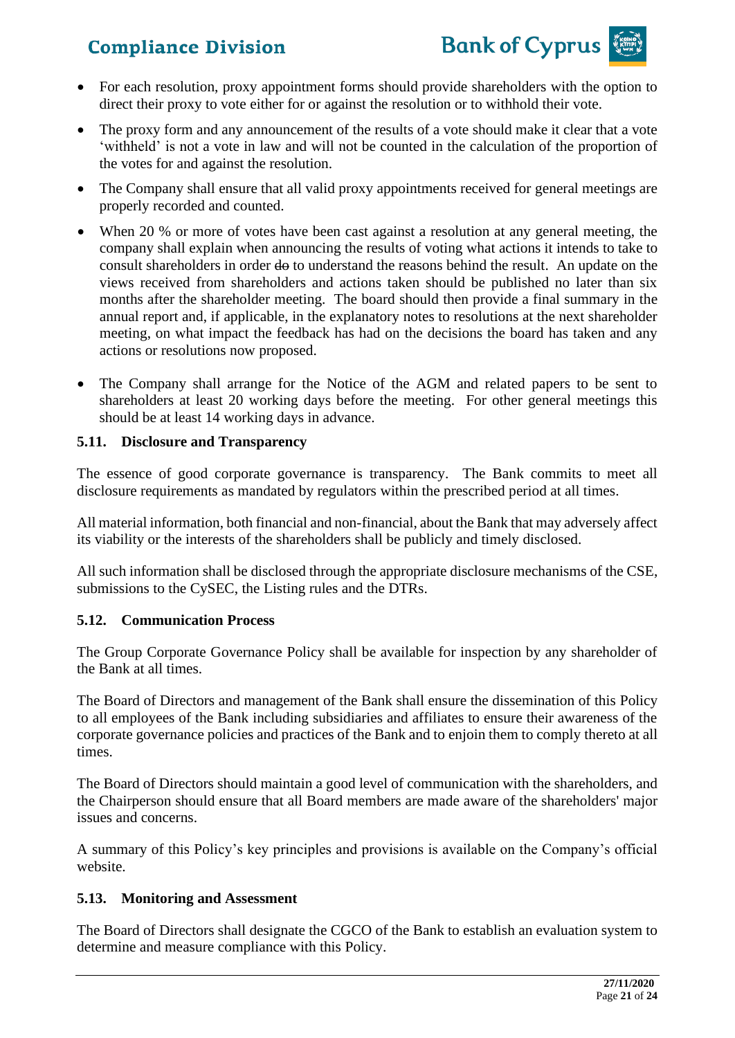- For each resolution, proxy appointment forms should provide shareholders with the option to direct their proxy to vote either for or against the resolution or to withhold their vote.
- The proxy form and any announcement of the results of a vote should make it clear that a vote 'withheld' is not a vote in law and will not be counted in the calculation of the proportion of the votes for and against the resolution.
- The Company shall ensure that all valid proxy appointments received for general meetings are properly recorded and counted.
- When 20 % or more of votes have been cast against a resolution at any general meeting, the company shall explain when announcing the results of voting what actions it intends to take to consult shareholders in order ~~do~~ to understand the reasons behind the result. An update on the views received from shareholders and actions taken should be published no later than six months after the shareholder meeting. The board should then provide a final summary in the annual report and, if applicable, in the explanatory notes to resolutions at the next shareholder meeting, on what impact the feedback has had on the decisions the board has taken and any actions or resolutions now proposed.
- The Company shall arrange for the Notice of the AGM and related papers to be sent to shareholders at least 20 working days before the meeting. For other general meetings this should be at least 14 working days in advance.

### 5.11. Disclosure and Transparency

The essence of good corporate governance is transparency. The Bank commits to meet all disclosure requirements as mandated by regulators within the prescribed period at all times.

All material information, both financial and non-financial, about the Bank that may adversely affect its viability or the interests of the shareholders shall be publicly and timely disclosed.

All such information shall be disclosed through the appropriate disclosure mechanisms of the CSE, submissions to the CySEC, the Listing rules and the DTRs.

### 5.12. Communication Process

The Group Corporate Governance Policy shall be available for inspection by any shareholder of the Bank at all times.

The Board of Directors and management of the Bank shall ensure the dissemination of this Policy to all employees of the Bank including subsidiaries and affiliates to ensure their awareness of the corporate governance policies and practices of the Bank and to enjoin them to comply thereto at all times.

The Board of Directors should maintain a good level of communication with the shareholders, and the Chairperson should ensure that all Board members are made aware of the shareholders' major issues and concerns.

A summary of this Policy's key principles and provisions is available on the Company's official website.

### 5.13. Monitoring and Assessment

The Board of Directors shall designate the CGCO of the Bank to establish an evaluation system to determine and measure compliance with this Policy.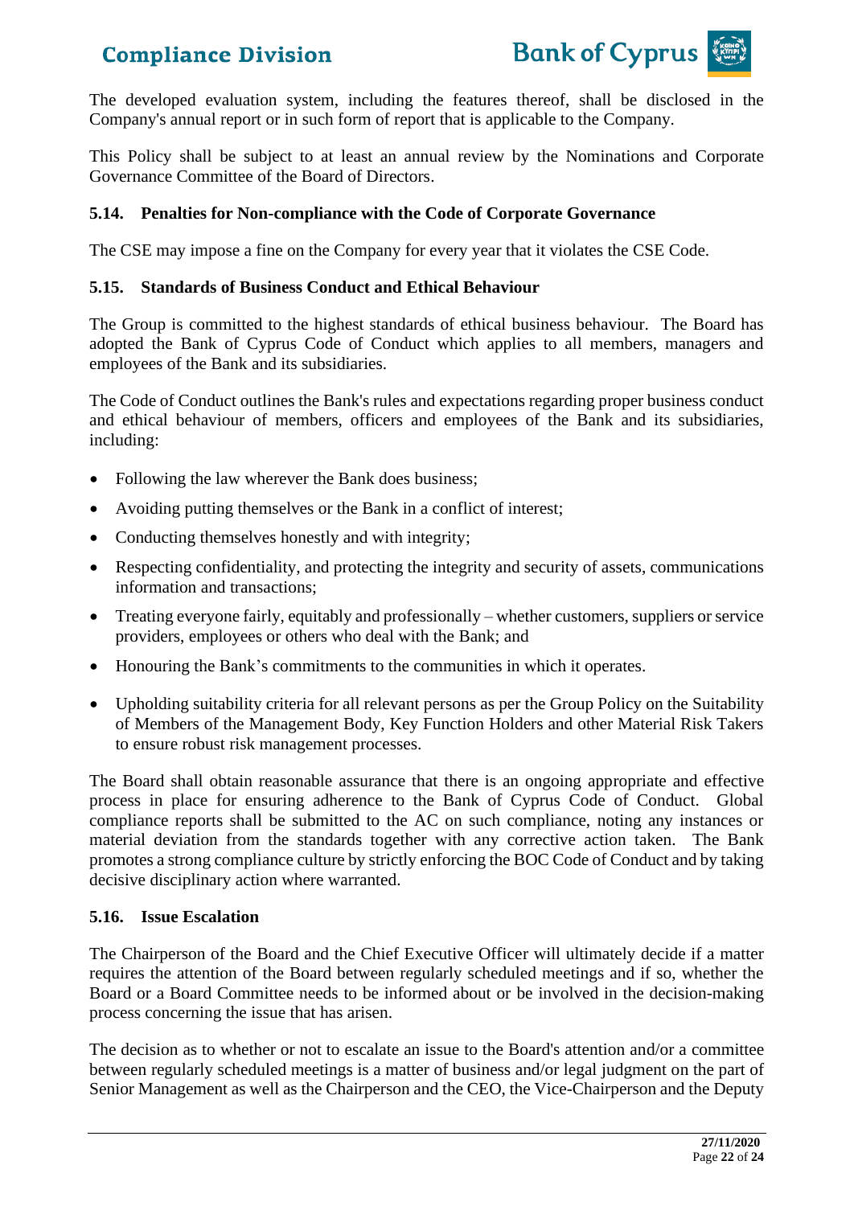The developed evaluation system, including the features thereof, shall be disclosed in the Company's annual report or in such form of report that is applicable to the Company.

This Policy shall be subject to at least an annual review by the Nominations and Corporate Governance Committee of the Board of Directors.

### 5.14. Penalties for Non-compliance with the Code of Corporate Governance

The CSE may impose a fine on the Company for every year that it violates the CSE Code.

### 5.15. Standards of Business Conduct and Ethical Behaviour

The Group is committed to the highest standards of ethical business behaviour. The Board has adopted the Bank of Cyprus Code of Conduct which applies to all members, managers and employees of the Bank and its subsidiaries.

The Code of Conduct outlines the Bank's rules and expectations regarding proper business conduct and ethical behaviour of members, officers and employees of the Bank and its subsidiaries, including:

- Following the law wherever the Bank does business;
- Avoiding putting themselves or the Bank in a conflict of interest;
- Conducting themselves honestly and with integrity;
- Respecting confidentiality, and protecting the integrity and security of assets, communications information and transactions;
- Treating everyone fairly, equitably and professionally – whether customers, suppliers or service providers, employees or others who deal with the Bank; and
- Honouring the Bank's commitments to the communities in which it operates.
- Upholding suitability criteria for all relevant persons as per the Group Policy on the Suitability of Members of the Management Body, Key Function Holders and other Material Risk Takers to ensure robust risk management processes.

The Board shall obtain reasonable assurance that there is an ongoing appropriate and effective process in place for ensuring adherence to the Bank of Cyprus Code of Conduct. Global compliance reports shall be submitted to the AC on such compliance, noting any instances or material deviation from the standards together with any corrective action taken. The Bank promotes a strong compliance culture by strictly enforcing the BOC Code of Conduct and by taking decisive disciplinary action where warranted.

### 5.16. Issue Escalation

The Chairperson of the Board and the Chief Executive Officer will ultimately decide if a matter requires the attention of the Board between regularly scheduled meetings and if so, whether the Board or a Board Committee needs to be informed about or be involved in the decision-making process concerning the issue that has arisen.

The decision as to whether or not to escalate an issue to the Board's attention and/or a committee between regularly scheduled meetings is a matter of business and/or legal judgment on the part of Senior Management as well as the Chairperson and the CEO, the Vice-Chairperson and the Deputy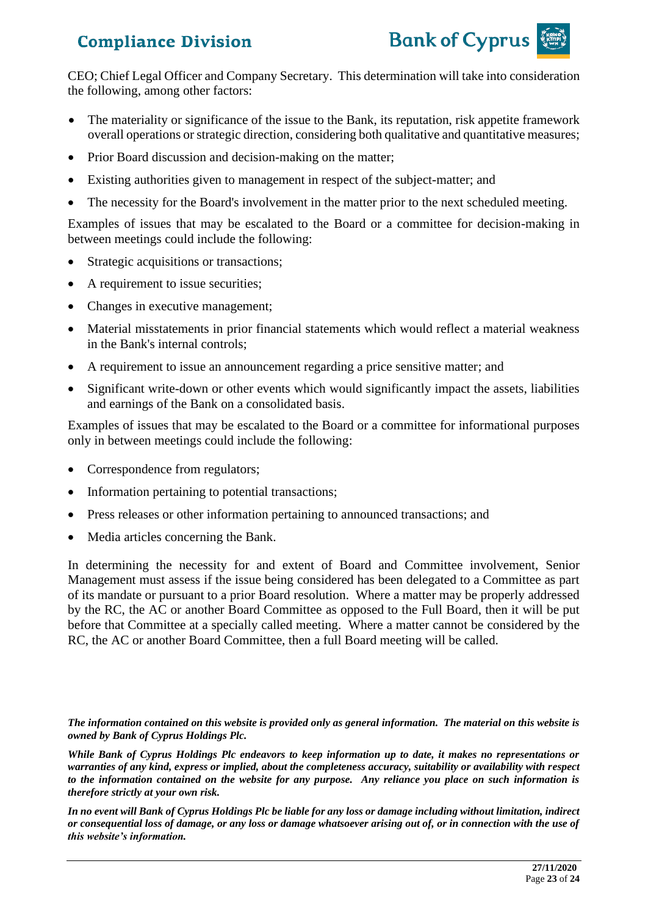CEO; Chief Legal Officer and Company Secretary. This determination will take into consideration the following, among other factors:

- The materiality or significance of the issue to the Bank, its reputation, risk appetite framework overall operations or strategic direction, considering both qualitative and quantitative measures;
- Prior Board discussion and decision-making on the matter;
- Existing authorities given to management in respect of the subject-matter; and
- The necessity for the Board's involvement in the matter prior to the next scheduled meeting.

Examples of issues that may be escalated to the Board or a committee for decision-making in between meetings could include the following:

- Strategic acquisitions or transactions;
- A requirement to issue securities;
- Changes in executive management;
- Material misstatements in prior financial statements which would reflect a material weakness in the Bank's internal controls;
- A requirement to issue an announcement regarding a price sensitive matter; and
- Significant write-down or other events which would significantly impact the assets, liabilities and earnings of the Bank on a consolidated basis.

Examples of issues that may be escalated to the Board or a committee for informational purposes only in between meetings could include the following:

- Correspondence from regulators;
- Information pertaining to potential transactions;
- Press releases or other information pertaining to announced transactions; and
- Media articles concerning the Bank.

In determining the necessity for and extent of Board and Committee involvement, Senior Management must assess if the issue being considered has been delegated to a Committee as part of its mandate or pursuant to a prior Board resolution. Where a matter may be properly addressed by the RC, the AC or another Board Committee as opposed to the Full Board, then it will be put before that Committee at a specially called meeting. Where a matter cannot be considered by the RC, the AC or another Board Committee, then a full Board meeting will be called.

***The information contained on this website is provided only as general information. The material on this website is owned by Bank of Cyprus Holdings Plc.***

***While Bank of Cyprus Holdings Plc endeavors to keep information up to date, it makes no representations or warranties of any kind, express or implied, about the completeness accuracy, suitability or availability with respect to the information contained on the website for any purpose. Any reliance you place on such information is therefore strictly at your own risk.***

***In no event will Bank of Cyprus Holdings Plc be liable for any loss or damage including without limitation, indirect or consequential loss of damage, or any loss or damage whatsoever arising out of, or in connection with the use of this website's information.***